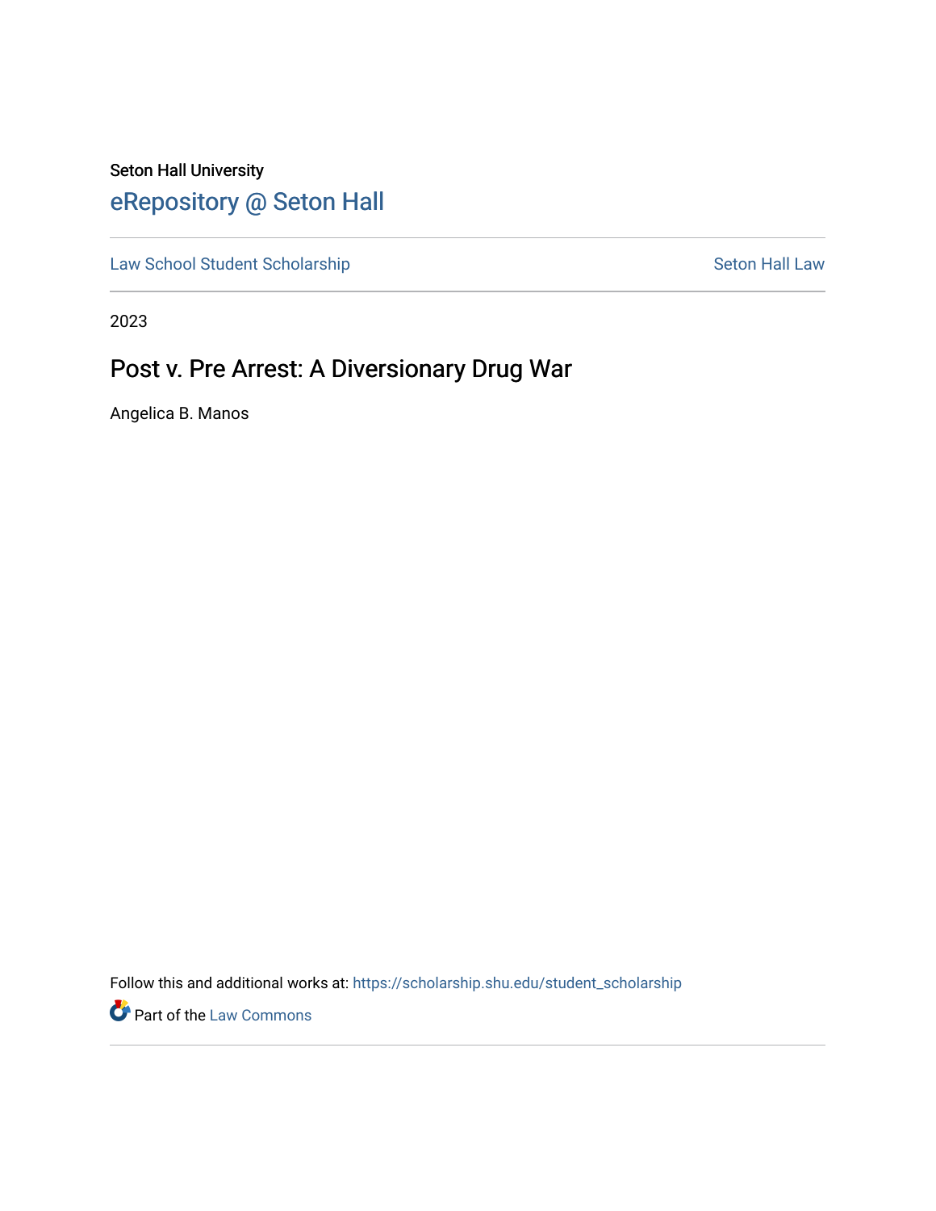Seton Hall University

## eRepository @ Seton Hall

Law School Student Scholarship

Seton Hall Law

2023

# Post v. Pre Arrest: A Diversionary Drug War

Angelica B. Manos

Follow this and additional works at: https://scholarship.shu.edu/student_scholarship

Part of the Law Commons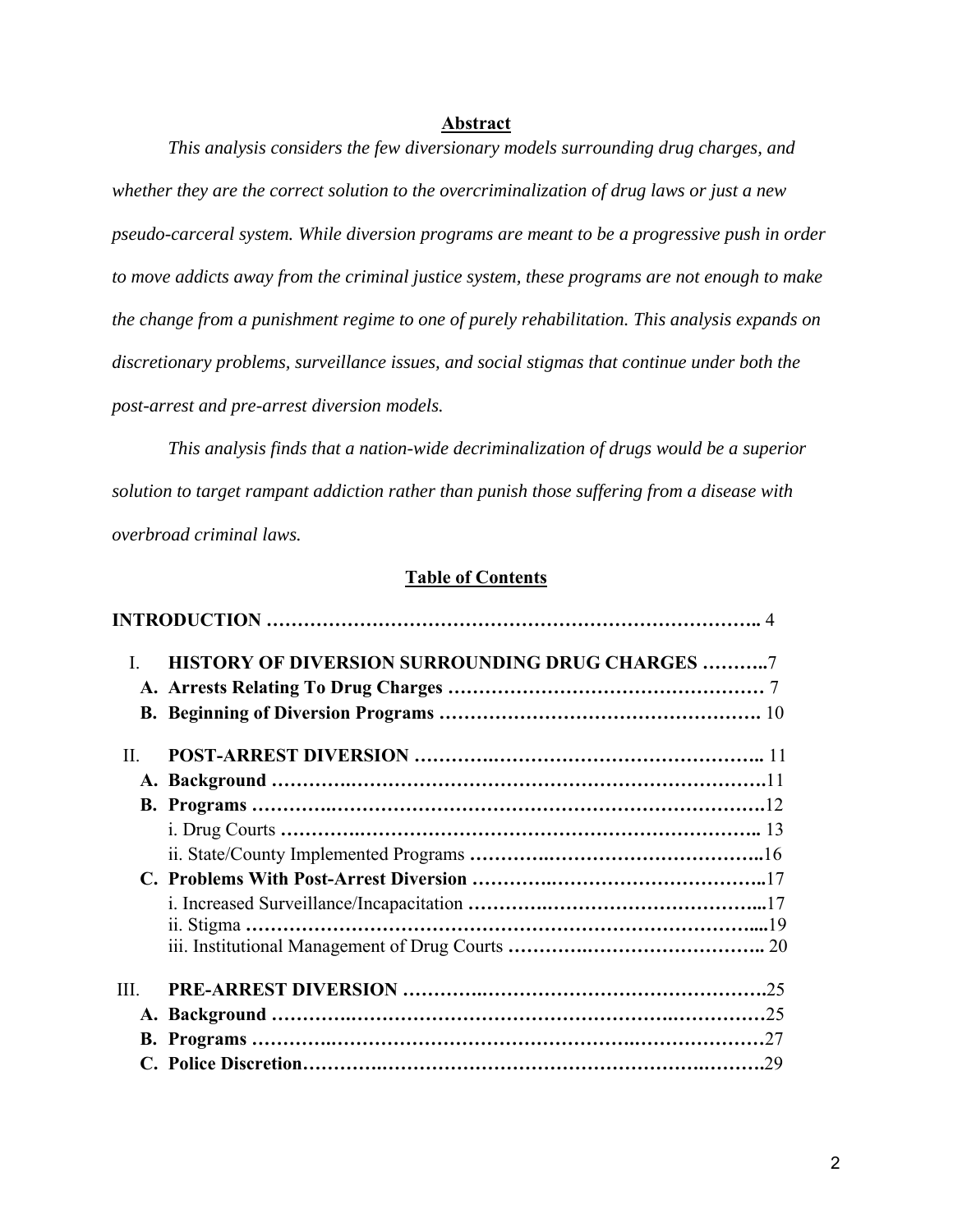## Abstract

*This analysis considers the few diversionary models surrounding drug charges, and whether they are the correct solution to the overcriminalization of drug laws or just a new pseudo-carceral system. While diversion programs are meant to be a progressive push in order to move addicts away from the criminal justice system, these programs are not enough to make the change from a punishment regime to one of purely rehabilitation. This analysis expands on discretionary problems, surveillance issues, and social stigmas that continue under both the post-arrest and pre-arrest diversion models.*

*This analysis finds that a nation-wide decriminalization of drugs would be a superior solution to target rampant addiction rather than punish those suffering from a disease with overbroad criminal laws.*

## Table of Contents

**INTRODUCTION** …………………………………………………………………….. 4

I. **HISTORY OF DIVERSION SURROUNDING DRUG CHARGES** ………..7
   - **A. Arrests Relating To Drug Charges** …………………………………………… 7
   - **B. Beginning of Diversion Programs** ……………………………………………. 10

II. **POST-ARREST DIVERSION** ……………………………………………….. 11
   - **A. Background** ………………………………………………………………….11
   - **B. Programs** ……………………………………………………………………12
     - i. Drug Courts ………………………………………………………………….. 13
     - ii. State/County Implemented Programs ……………………………………..16
   - **C. Problems With Post-Arrest Diversion** ……………………………………..17
     - i. Increased Surveillance/Incapacitation ……………………………………...17
     - ii. Stigma ………………………………………………………………………...19
     - iii. Institutional Management of Drug Courts ………………………………….. 20

III. **PRE-ARREST DIVERSION** ………………………………………………….25
   - **A. Background** ………………………………………………………………….25
   - **B. Programs** ……………………………………………………………………27
   - **C. Police Discretion**…………………………………………………………….29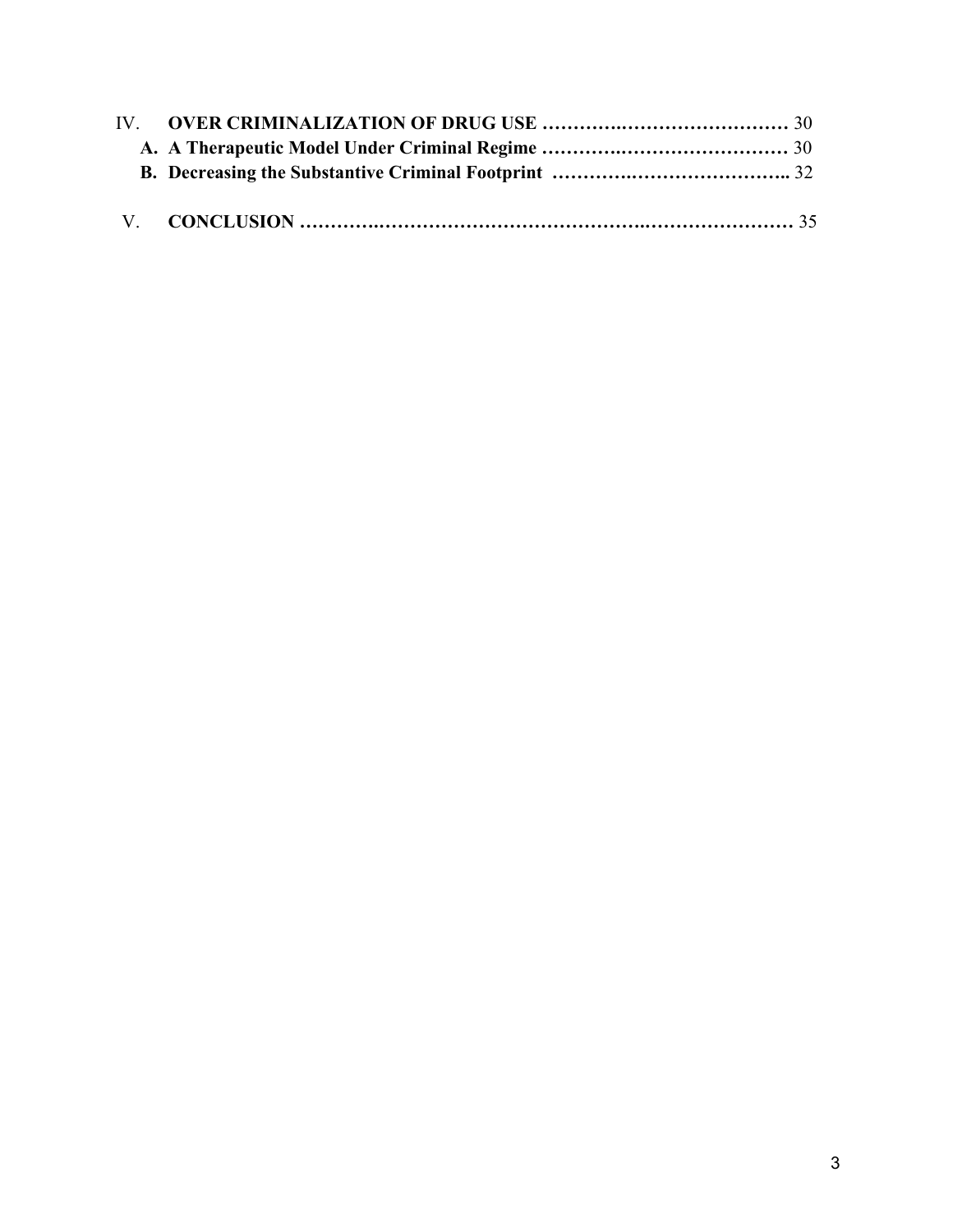IV. **OVER CRIMINALIZATION OF DRUG USE ……………………………………** 30

**A. A Therapeutic Model Under Criminal Regime ……………………………………** 30

**B. Decreasing the Substantive Criminal Footprint ………………………………..** 32

V. **CONCLUSION ……………………………………………………………………** 35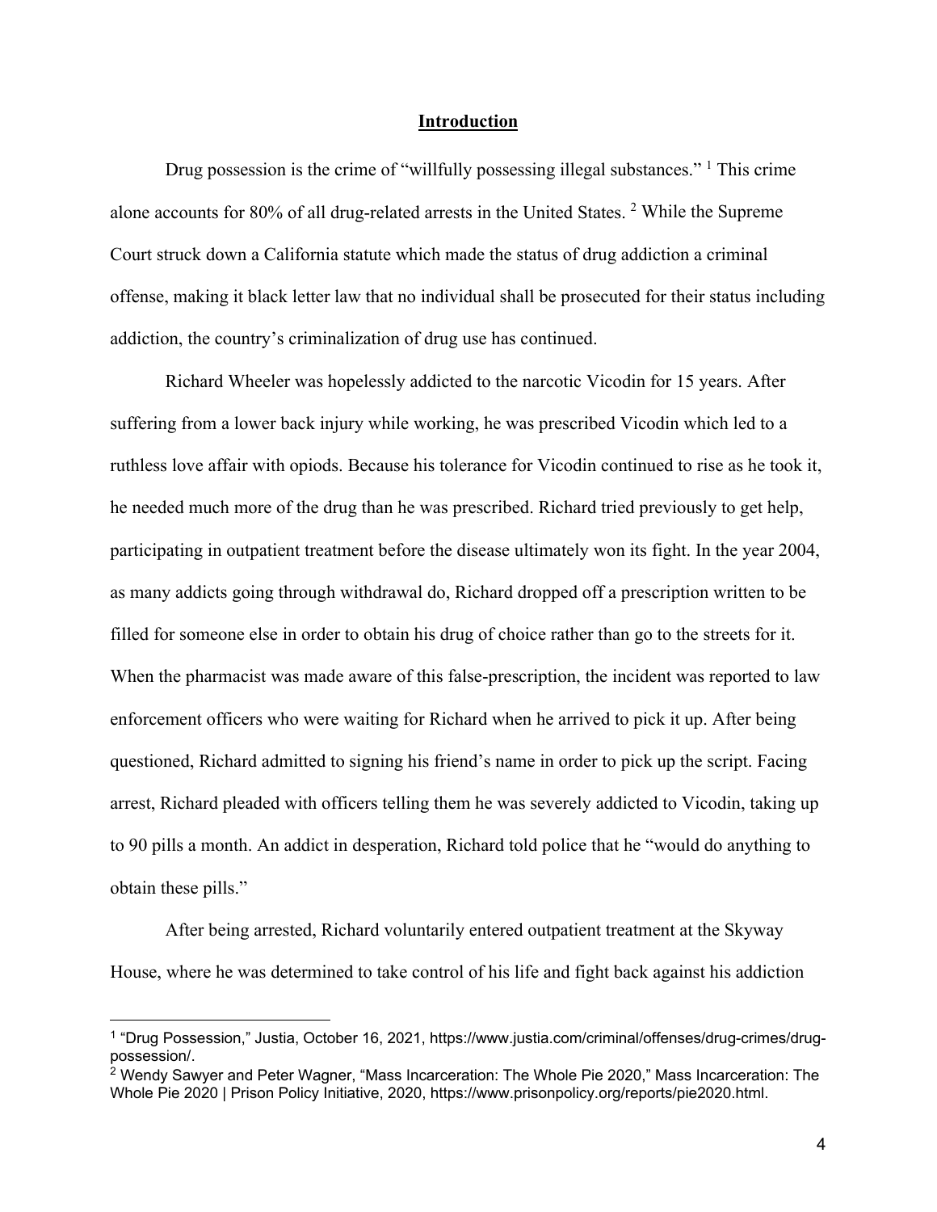## Introduction

Drug possession is the crime of "willfully possessing illegal substances." [1] This crime alone accounts for 80% of all drug-related arrests in the United States. [2] While the Supreme Court struck down a California statute which made the status of drug addiction a criminal offense, making it black letter law that no individual shall be prosecuted for their status including addiction, the country's criminalization of drug use has continued.

Richard Wheeler was hopelessly addicted to the narcotic Vicodin for 15 years. After suffering from a lower back injury while working, he was prescribed Vicodin which led to a ruthless love affair with opiods. Because his tolerance for Vicodin continued to rise as he took it, he needed much more of the drug than he was prescribed. Richard tried previously to get help, participating in outpatient treatment before the disease ultimately won its fight. In the year 2004, as many addicts going through withdrawal do, Richard dropped off a prescription written to be filled for someone else in order to obtain his drug of choice rather than go to the streets for it. When the pharmacist was made aware of this false-prescription, the incident was reported to law enforcement officers who were waiting for Richard when he arrived to pick it up. After being questioned, Richard admitted to signing his friend's name in order to pick up the script. Facing arrest, Richard pleaded with officers telling them he was severely addicted to Vicodin, taking up to 90 pills a month. An addict in desperation, Richard told police that he "would do anything to obtain these pills."

After being arrested, Richard voluntarily entered outpatient treatment at the Skyway House, where he was determined to take control of his life and fight back against his addiction

---

[1] "Drug Possession," Justia, October 16, 2021, https://www.justia.com/criminal/offenses/drug-crimes/drug-possession/.

[2] Wendy Sawyer and Peter Wagner, "Mass Incarceration: The Whole Pie 2020," Mass Incarceration: The Whole Pie 2020 | Prison Policy Initiative, 2020, https://www.prisonpolicy.org/reports/pie2020.html.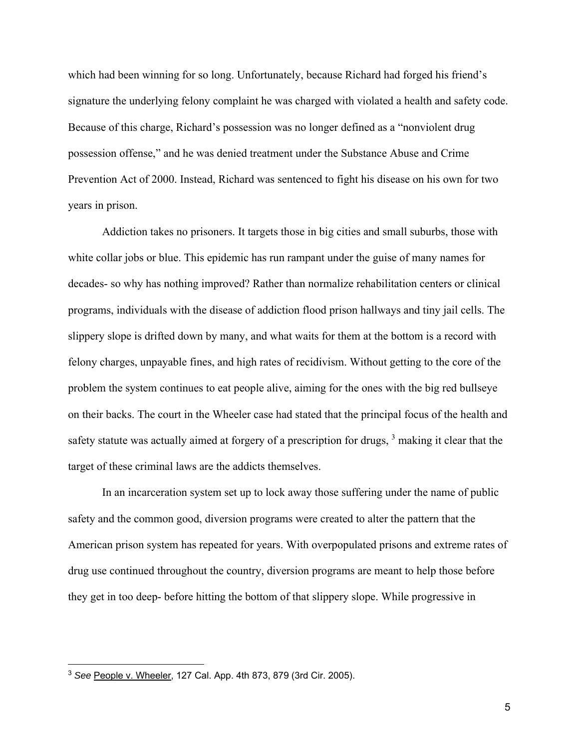which had been winning for so long. Unfortunately, because Richard had forged his friend's signature the underlying felony complaint he was charged with violated a health and safety code. Because of this charge, Richard's possession was no longer defined as a "nonviolent drug possession offense," and he was denied treatment under the Substance Abuse and Crime Prevention Act of 2000. Instead, Richard was sentenced to fight his disease on his own for two years in prison.

Addiction takes no prisoners. It targets those in big cities and small suburbs, those with white collar jobs or blue. This epidemic has run rampant under the guise of many names for decades- so why has nothing improved? Rather than normalize rehabilitation centers or clinical programs, individuals with the disease of addiction flood prison hallways and tiny jail cells. The slippery slope is drifted down by many, and what waits for them at the bottom is a record with felony charges, unpayable fines, and high rates of recidivism. Without getting to the core of the problem the system continues to eat people alive, aiming for the ones with the big red bullseye on their backs. The court in the Wheeler case had stated that the principal focus of the health and safety statute was actually aimed at forgery of a prescription for drugs, [3] making it clear that the target of these criminal laws are the addicts themselves.

In an incarceration system set up to lock away those suffering under the name of public safety and the common good, diversion programs were created to alter the pattern that the American prison system has repeated for years. With overpopulated prisons and extreme rates of drug use continued throughout the country, diversion programs are meant to help those before they get in too deep- before hitting the bottom of that slippery slope. While progressive in

---

[3] *See* People v. Wheeler, 127 Cal. App. 4th 873, 879 (3rd Cir. 2005).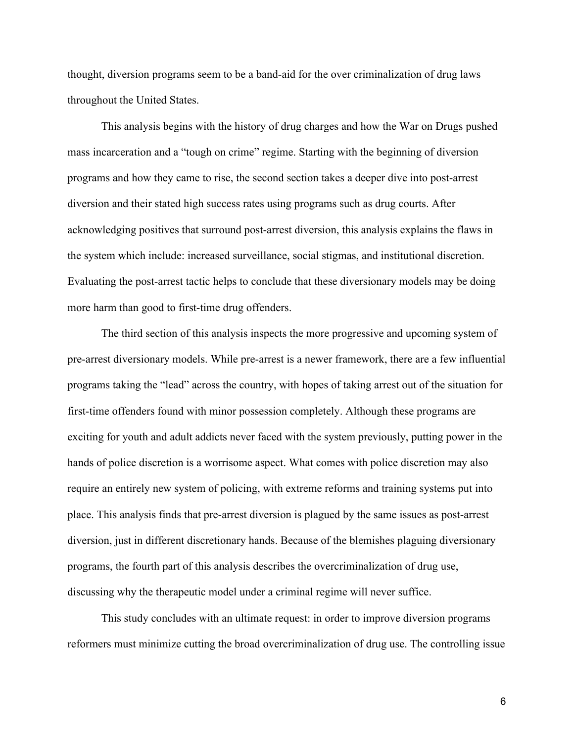thought, diversion programs seem to be a band-aid for the over criminalization of drug laws throughout the United States.

This analysis begins with the history of drug charges and how the War on Drugs pushed mass incarceration and a "tough on crime" regime. Starting with the beginning of diversion programs and how they came to rise, the second section takes a deeper dive into post-arrest diversion and their stated high success rates using programs such as drug courts. After acknowledging positives that surround post-arrest diversion, this analysis explains the flaws in the system which include: increased surveillance, social stigmas, and institutional discretion. Evaluating the post-arrest tactic helps to conclude that these diversionary models may be doing more harm than good to first-time drug offenders.

The third section of this analysis inspects the more progressive and upcoming system of pre-arrest diversionary models. While pre-arrest is a newer framework, there are a few influential programs taking the "lead" across the country, with hopes of taking arrest out of the situation for first-time offenders found with minor possession completely. Although these programs are exciting for youth and adult addicts never faced with the system previously, putting power in the hands of police discretion is a worrisome aspect. What comes with police discretion may also require an entirely new system of policing, with extreme reforms and training systems put into place. This analysis finds that pre-arrest diversion is plagued by the same issues as post-arrest diversion, just in different discretionary hands. Because of the blemishes plaguing diversionary programs, the fourth part of this analysis describes the overcriminalization of drug use, discussing why the therapeutic model under a criminal regime will never suffice.

This study concludes with an ultimate request: in order to improve diversion programs reformers must minimize cutting the broad overcriminalization of drug use. The controlling issue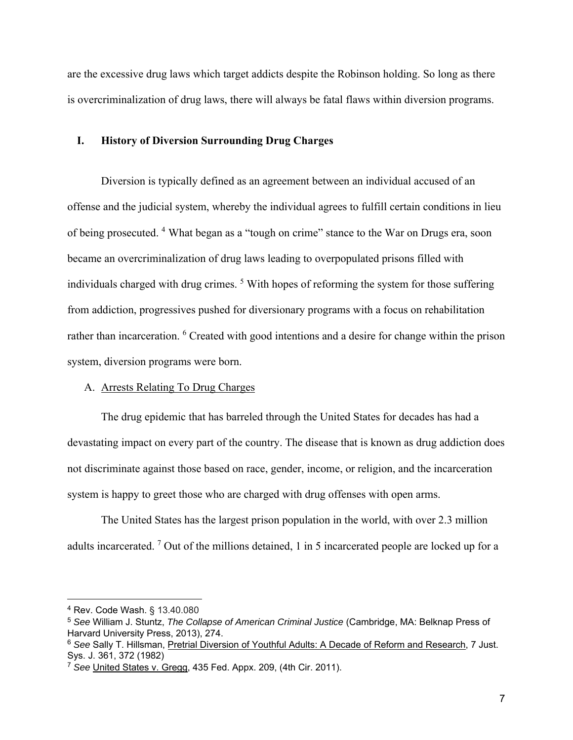are the excessive drug laws which target addicts despite the Robinson holding. So long as there is overcriminalization of drug laws, there will always be fatal flaws within diversion programs.

## I. History of Diversion Surrounding Drug Charges

Diversion is typically defined as an agreement between an individual accused of an offense and the judicial system, whereby the individual agrees to fulfill certain conditions in lieu of being prosecuted. [4] What began as a "tough on crime" stance to the War on Drugs era, soon became an overcriminalization of drug laws leading to overpopulated prisons filled with individuals charged with drug crimes. [5] With hopes of reforming the system for those suffering from addiction, progressives pushed for diversionary programs with a focus on rehabilitation rather than incarceration. [6] Created with good intentions and a desire for change within the prison system, diversion programs were born.

### A. Arrests Relating To Drug Charges

The drug epidemic that has barreled through the United States for decades has had a devastating impact on every part of the country. The disease that is known as drug addiction does not discriminate against those based on race, gender, income, or religion, and the incarceration system is happy to greet those who are charged with drug offenses with open arms.

The United States has the largest prison population in the world, with over 2.3 million adults incarcerated. [7] Out of the millions detained, 1 in 5 incarcerated people are locked up for a

---

[4] Rev. Code Wash. § 13.40.080

[5] *See* William J. Stuntz, *The Collapse of American Criminal Justice* (Cambridge, MA: Belknap Press of Harvard University Press, 2013), 274.

[6] *See* Sally T. Hillsman, Pretrial Diversion of Youthful Adults: A Decade of Reform and Research, 7 Just. Sys. J. 361, 372 (1982)

[7] *See* United States v. Gregg, 435 Fed. Appx. 209, (4th Cir. 2011).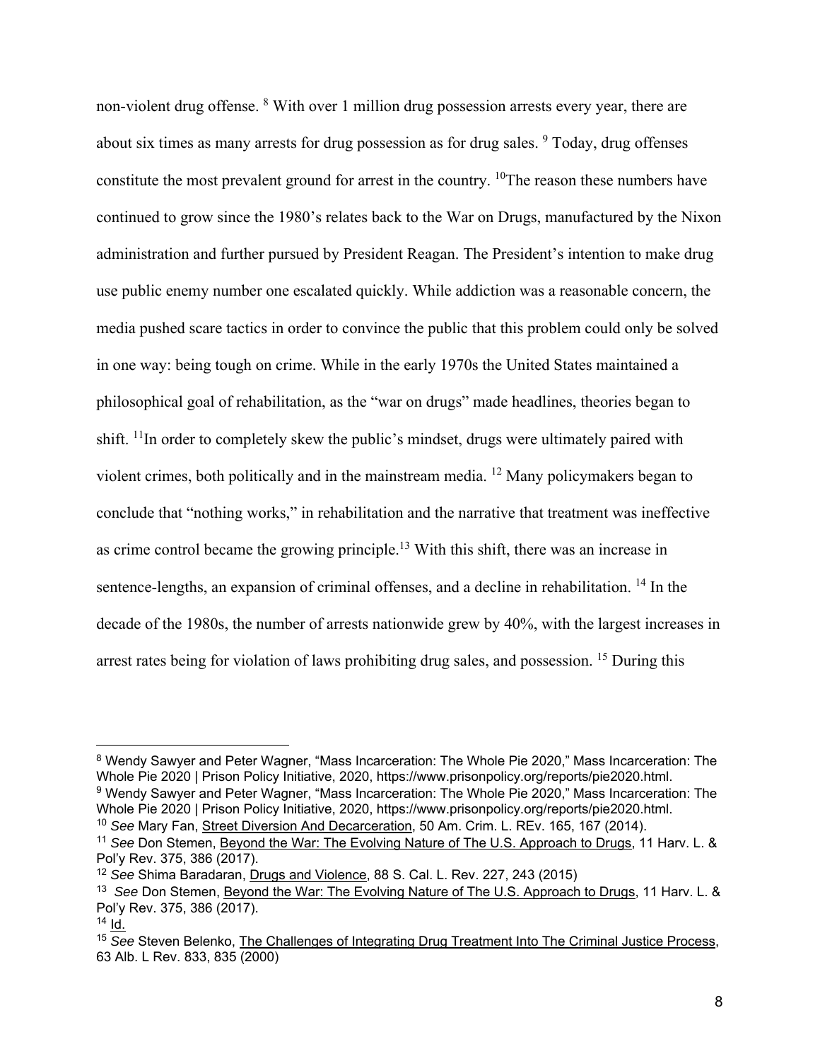non-violent drug offense. [8] With over 1 million drug possession arrests every year, there are about six times as many arrests for drug possession as for drug sales. [9] Today, drug offenses constitute the most prevalent ground for arrest in the country. [10]The reason these numbers have continued to grow since the 1980's relates back to the War on Drugs, manufactured by the Nixon administration and further pursued by President Reagan. The President's intention to make drug use public enemy number one escalated quickly. While addiction was a reasonable concern, the media pushed scare tactics in order to convince the public that this problem could only be solved in one way: being tough on crime. While in the early 1970s the United States maintained a philosophical goal of rehabilitation, as the "war on drugs" made headlines, theories began to shift. [11]In order to completely skew the public's mindset, drugs were ultimately paired with violent crimes, both politically and in the mainstream media. [12] Many policymakers began to conclude that "nothing works," in rehabilitation and the narrative that treatment was ineffective as crime control became the growing principle.[13] With this shift, there was an increase in sentence-lengths, an expansion of criminal offenses, and a decline in rehabilitation. [14] In the decade of the 1980s, the number of arrests nationwide grew by 40%, with the largest increases in arrest rates being for violation of laws prohibiting drug sales, and possession. [15] During this

---

[8] Wendy Sawyer and Peter Wagner, "Mass Incarceration: The Whole Pie 2020," Mass Incarceration: The Whole Pie 2020 | Prison Policy Initiative, 2020, https://www.prisonpolicy.org/reports/pie2020.html.

[9] Wendy Sawyer and Peter Wagner, "Mass Incarceration: The Whole Pie 2020," Mass Incarceration: The Whole Pie 2020 | Prison Policy Initiative, 2020, https://www.prisonpolicy.org/reports/pie2020.html.

[10] *See* Mary Fan, Street Diversion And Decarceration, 50 Am. Crim. L. REv. 165, 167 (2014).

[11] *See* Don Stemen, Beyond the War: The Evolving Nature of The U.S. Approach to Drugs, 11 Harv. L. & Pol'y Rev. 375, 386 (2017).

[12] *See* Shima Baradaran, Drugs and Violence, 88 S. Cal. L. Rev. 227, 243 (2015)

[13] *See* Don Stemen, Beyond the War: The Evolving Nature of The U.S. Approach to Drugs, 11 Harv. L. & Pol'y Rev. 375, 386 (2017).

[14] Id.

[15] *See* Steven Belenko, The Challenges of Integrating Drug Treatment Into The Criminal Justice Process, 63 Alb. L Rev. 833, 835 (2000)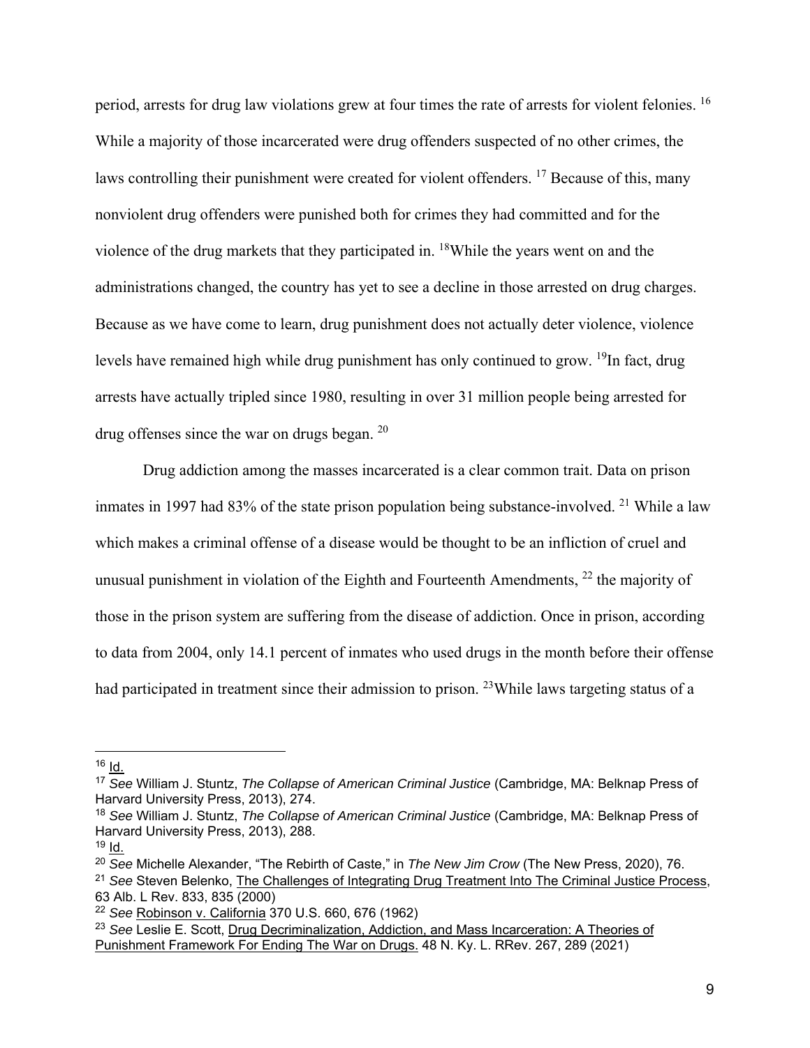period, arrests for drug law violations grew at four times the rate of arrests for violent felonies. [16] While a majority of those incarcerated were drug offenders suspected of no other crimes, the laws controlling their punishment were created for violent offenders. [17] Because of this, many nonviolent drug offenders were punished both for crimes they had committed and for the violence of the drug markets that they participated in. [18]While the years went on and the administrations changed, the country has yet to see a decline in those arrested on drug charges. Because as we have come to learn, drug punishment does not actually deter violence, violence levels have remained high while drug punishment has only continued to grow. [19]In fact, drug arrests have actually tripled since 1980, resulting in over 31 million people being arrested for drug offenses since the war on drugs began. [20]

Drug addiction among the masses incarcerated is a clear common trait. Data on prison inmates in 1997 had 83% of the state prison population being substance-involved. [21] While a law which makes a criminal offense of a disease would be thought to be an infliction of cruel and unusual punishment in violation of the Eighth and Fourteenth Amendments, [22] the majority of those in the prison system are suffering from the disease of addiction. Once in prison, according to data from 2004, only 14.1 percent of inmates who used drugs in the month before their offense had participated in treatment since their admission to prison. [23]While laws targeting status of a

---

[16] Id.

[17] *See* William J. Stuntz, *The Collapse of American Criminal Justice* (Cambridge, MA: Belknap Press of Harvard University Press, 2013), 274.

[18] *See* William J. Stuntz, *The Collapse of American Criminal Justice* (Cambridge, MA: Belknap Press of Harvard University Press, 2013), 288.

[19] Id.

[20] *See* Michelle Alexander, "The Rebirth of Caste," in *The New Jim Crow* (The New Press, 2020), 76.

[21] *See* Steven Belenko, The Challenges of Integrating Drug Treatment Into The Criminal Justice Process, 63 Alb. L Rev. 833, 835 (2000)

[22] *See* Robinson v. California 370 U.S. 660, 676 (1962)

[23] *See* Leslie E. Scott, Drug Decriminalization, Addiction, and Mass Incarceration: A Theories of Punishment Framework For Ending The War on Drugs. 48 N. Ky. L. RRev. 267, 289 (2021)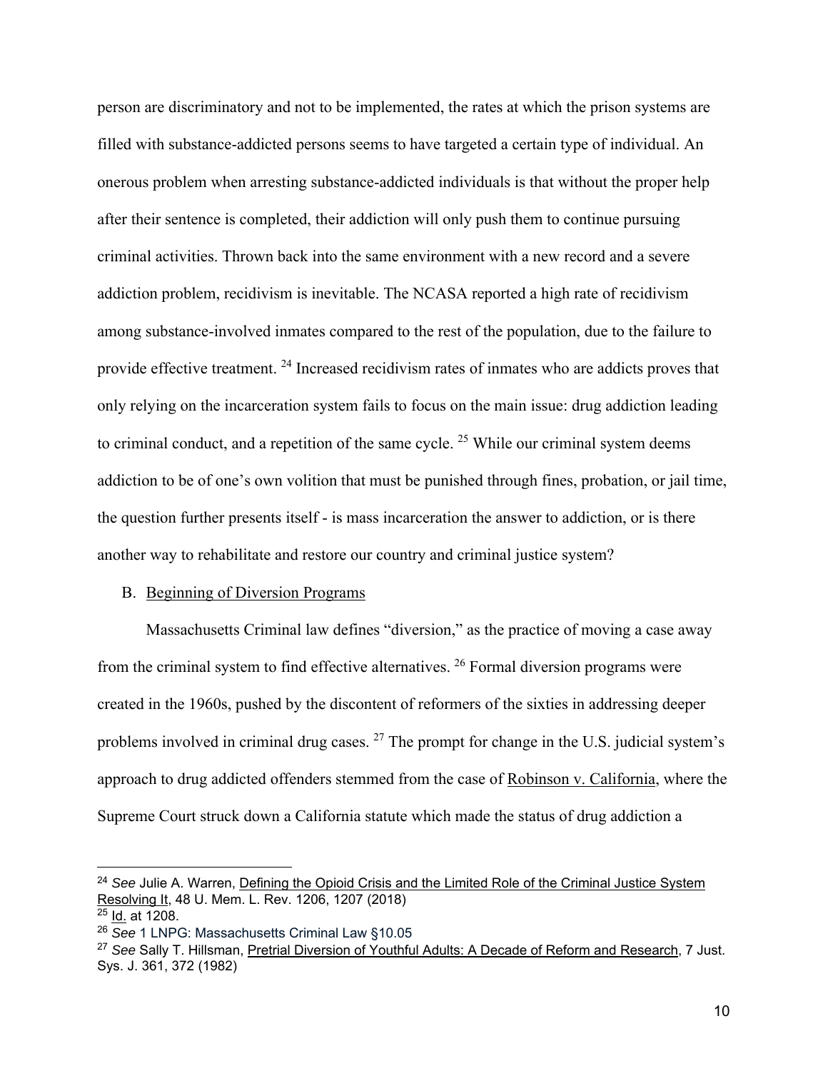person are discriminatory and not to be implemented, the rates at which the prison systems are filled with substance-addicted persons seems to have targeted a certain type of individual. An onerous problem when arresting substance-addicted individuals is that without the proper help after their sentence is completed, their addiction will only push them to continue pursuing criminal activities. Thrown back into the same environment with a new record and a severe addiction problem, recidivism is inevitable. The NCASA reported a high rate of recidivism among substance-involved inmates compared to the rest of the population, due to the failure to provide effective treatment. [24] Increased recidivism rates of inmates who are addicts proves that only relying on the incarceration system fails to focus on the main issue: drug addiction leading to criminal conduct, and a repetition of the same cycle. [25] While our criminal system deems addiction to be of one's own volition that must be punished through fines, probation, or jail time, the question further presents itself - is mass incarceration the answer to addiction, or is there another way to rehabilitate and restore our country and criminal justice system?

### B. Beginning of Diversion Programs

Massachusetts Criminal law defines "diversion," as the practice of moving a case away from the criminal system to find effective alternatives. [26] Formal diversion programs were created in the 1960s, pushed by the discontent of reformers of the sixties in addressing deeper problems involved in criminal drug cases. [27] The prompt for change in the U.S. judicial system's approach to drug addicted offenders stemmed from the case of Robinson v. California, where the Supreme Court struck down a California statute which made the status of drug addiction a

---

[24] *See* Julie A. Warren, Defining the Opioid Crisis and the Limited Role of the Criminal Justice System Resolving It, 48 U. Mem. L. Rev. 1206, 1207 (2018)

[25] Id. at 1208.

[26] *See* 1 LNPG: Massachusetts Criminal Law §10.05

[27] *See* Sally T. Hillsman, Pretrial Diversion of Youthful Adults: A Decade of Reform and Research, 7 Just. Sys. J. 361, 372 (1982)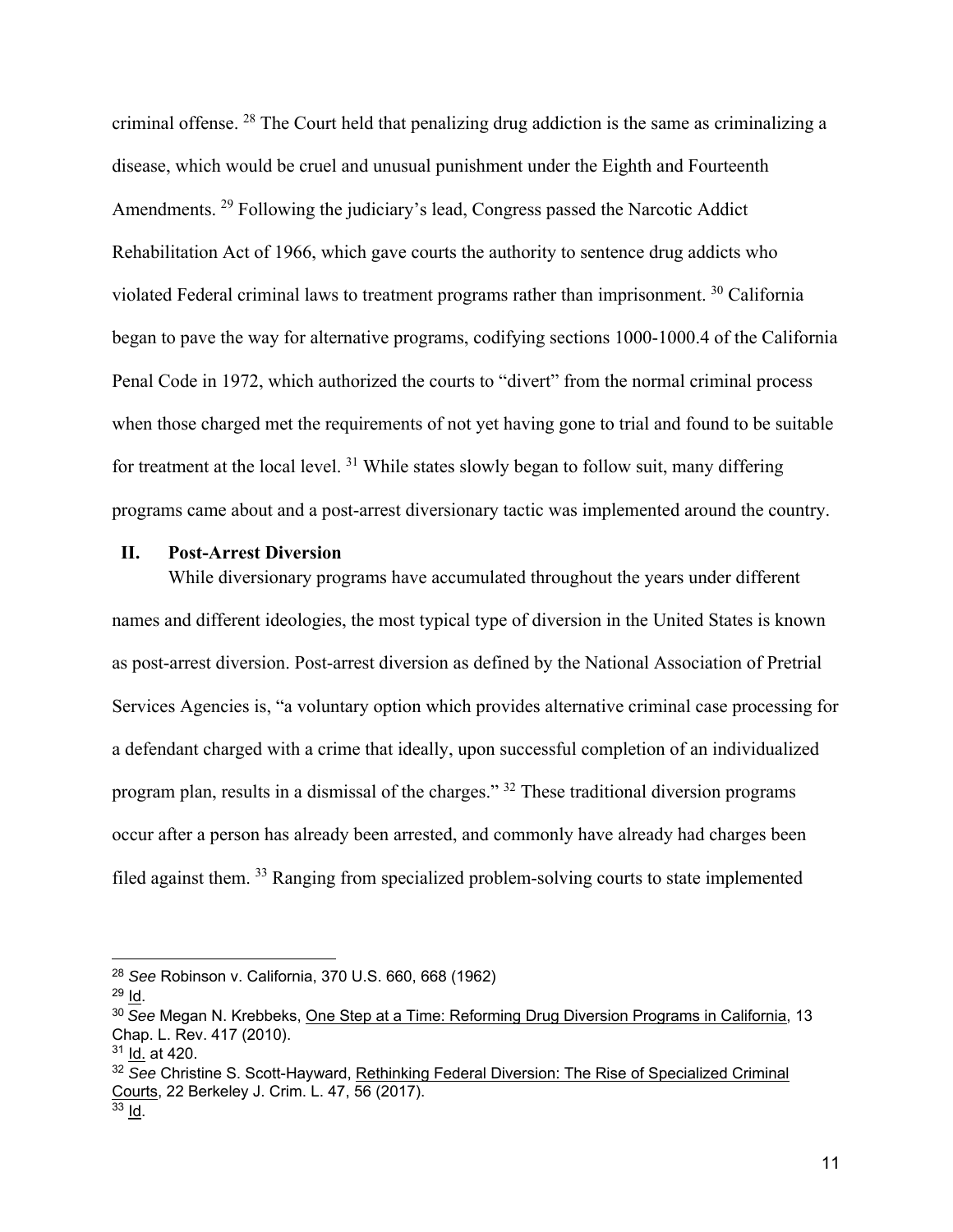criminal offense. [28] The Court held that penalizing drug addiction is the same as criminalizing a disease, which would be cruel and unusual punishment under the Eighth and Fourteenth Amendments. [29] Following the judiciary's lead, Congress passed the Narcotic Addict Rehabilitation Act of 1966, which gave courts the authority to sentence drug addicts who violated Federal criminal laws to treatment programs rather than imprisonment. [30] California began to pave the way for alternative programs, codifying sections 1000-1000.4 of the California Penal Code in 1972, which authorized the courts to "divert" from the normal criminal process when those charged met the requirements of not yet having gone to trial and found to be suitable for treatment at the local level. [31] While states slowly began to follow suit, many differing programs came about and a post-arrest diversionary tactic was implemented around the country.

## II. Post-Arrest Diversion

While diversionary programs have accumulated throughout the years under different names and different ideologies, the most typical type of diversion in the United States is known as post-arrest diversion. Post-arrest diversion as defined by the National Association of Pretrial Services Agencies is, "a voluntary option which provides alternative criminal case processing for a defendant charged with a crime that ideally, upon successful completion of an individualized program plan, results in a dismissal of the charges." [32] These traditional diversion programs occur after a person has already been arrested, and commonly have already had charges been filed against them. [33] Ranging from specialized problem-solving courts to state implemented

---

[28] *See* Robinson v. California, 370 U.S. 660, 668 (1962)

[29] Id.

[30] *See* Megan N. Krebbeks, One Step at a Time: Reforming Drug Diversion Programs in California, 13 Chap. L. Rev. 417 (2010).

[31] Id. at 420.

[32] *See* Christine S. Scott-Hayward, Rethinking Federal Diversion: The Rise of Specialized Criminal Courts, 22 Berkeley J. Crim. L. 47, 56 (2017).

[33] Id.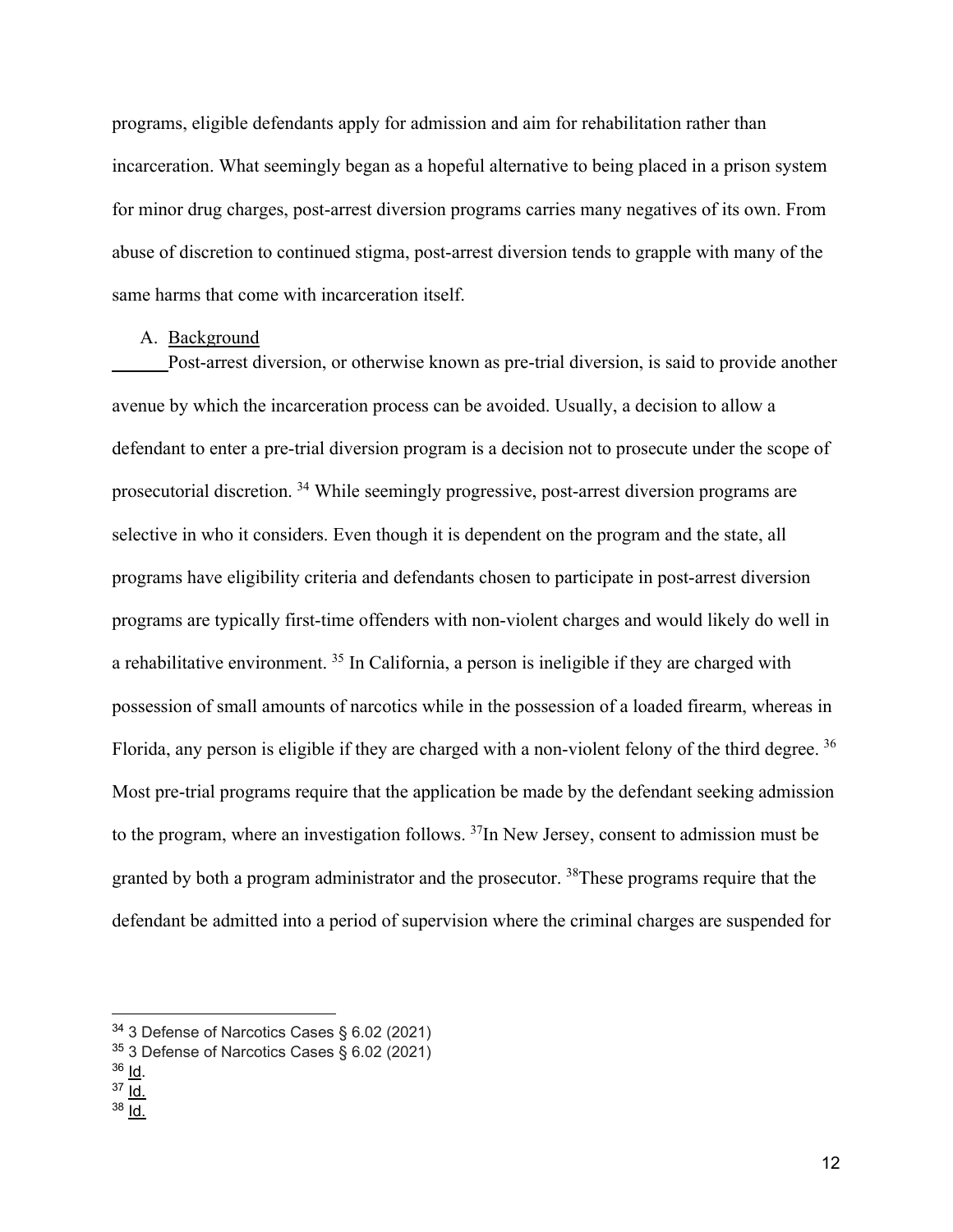programs, eligible defendants apply for admission and aim for rehabilitation rather than incarceration. What seemingly began as a hopeful alternative to being placed in a prison system for minor drug charges, post-arrest diversion programs carries many negatives of its own. From abuse of discretion to continued stigma, post-arrest diversion tends to grapple with many of the same harms that come with incarceration itself.

A. Background

Post-arrest diversion, or otherwise known as pre-trial diversion, is said to provide another avenue by which the incarceration process can be avoided. Usually, a decision to allow a defendant to enter a pre-trial diversion program is a decision not to prosecute under the scope of prosecutorial discretion. [34] While seemingly progressive, post-arrest diversion programs are selective in who it considers. Even though it is dependent on the program and the state, all programs have eligibility criteria and defendants chosen to participate in post-arrest diversion programs are typically first-time offenders with non-violent charges and would likely do well in a rehabilitative environment. [35] In California, a person is ineligible if they are charged with possession of small amounts of narcotics while in the possession of a loaded firearm, whereas in Florida, any person is eligible if they are charged with a non-violent felony of the third degree. [36] Most pre-trial programs require that the application be made by the defendant seeking admission to the program, where an investigation follows. [37]In New Jersey, consent to admission must be granted by both a program administrator and the prosecutor. [38]These programs require that the defendant be admitted into a period of supervision where the criminal charges are suspended for

---

[34] 3 Defense of Narcotics Cases § 6.02 (2021)

[35] 3 Defense of Narcotics Cases § 6.02 (2021)

[36] Id.

[37] Id.

[38] Id.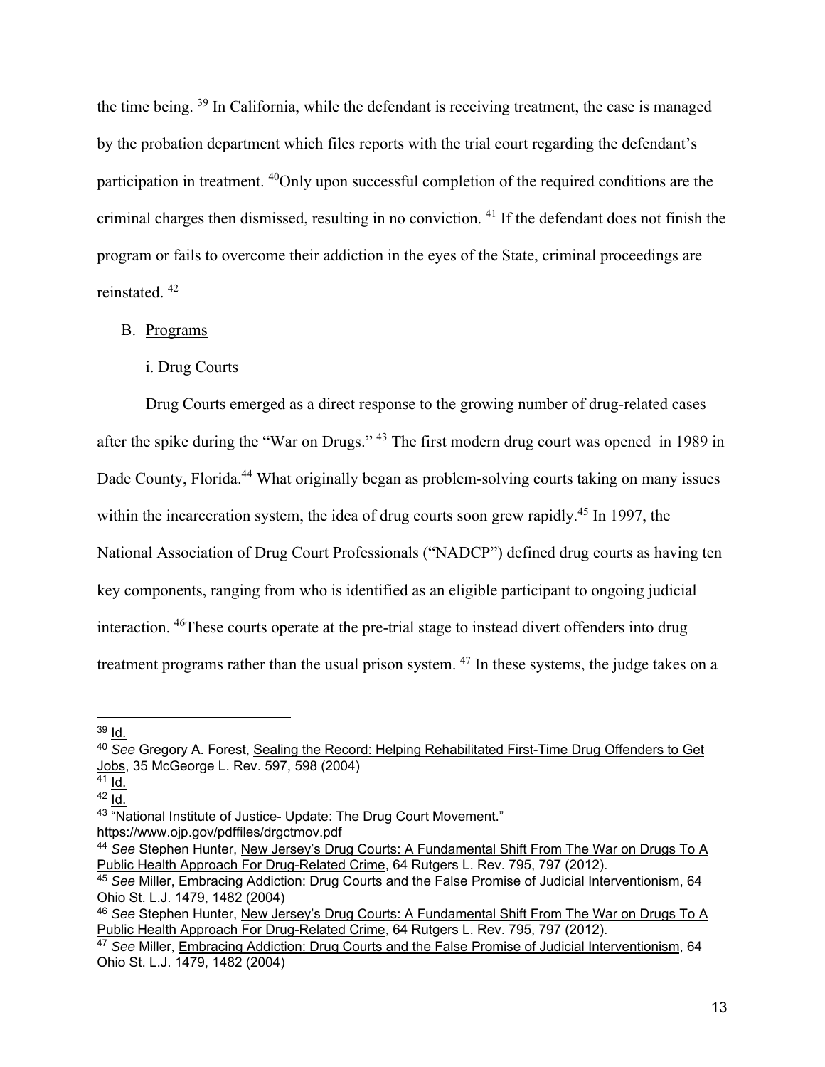the time being. [39] In California, while the defendant is receiving treatment, the case is managed by the probation department which files reports with the trial court regarding the defendant's participation in treatment. [40]Only upon successful completion of the required conditions are the criminal charges then dismissed, resulting in no conviction. [41] If the defendant does not finish the program or fails to overcome their addiction in the eyes of the State, criminal proceedings are reinstated. [42]

B. Programs

i. Drug Courts

Drug Courts emerged as a direct response to the growing number of drug-related cases after the spike during the "War on Drugs." [43] The first modern drug court was opened in 1989 in Dade County, Florida.[44] What originally began as problem-solving courts taking on many issues within the incarceration system, the idea of drug courts soon grew rapidly.[45] In 1997, the National Association of Drug Court Professionals ("NADCP") defined drug courts as having ten key components, ranging from who is identified as an eligible participant to ongoing judicial interaction. [46]These courts operate at the pre-trial stage to instead divert offenders into drug treatment programs rather than the usual prison system. [47] In these systems, the judge takes on a

---

[39] Id.

[40] *See* Gregory A. Forest, Sealing the Record: Helping Rehabilitated First-Time Drug Offenders to Get Jobs, 35 McGeorge L. Rev. 597, 598 (2004)

[41] Id.

[42] Id.

[43] "National Institute of Justice- Update: The Drug Court Movement." https://www.ojp.gov/pdffiles/drgctmov.pdf

[44] *See* Stephen Hunter, New Jersey's Drug Courts: A Fundamental Shift From The War on Drugs To A Public Health Approach For Drug-Related Crime, 64 Rutgers L. Rev. 795, 797 (2012).

[45] *See* Miller, Embracing Addiction: Drug Courts and the False Promise of Judicial Interventionism, 64 Ohio St. L.J. 1479, 1482 (2004)

[46] *See* Stephen Hunter, New Jersey's Drug Courts: A Fundamental Shift From The War on Drugs To A Public Health Approach For Drug-Related Crime, 64 Rutgers L. Rev. 795, 797 (2012).

[47] *See* Miller, Embracing Addiction: Drug Courts and the False Promise of Judicial Interventionism, 64 Ohio St. L.J. 1479, 1482 (2004)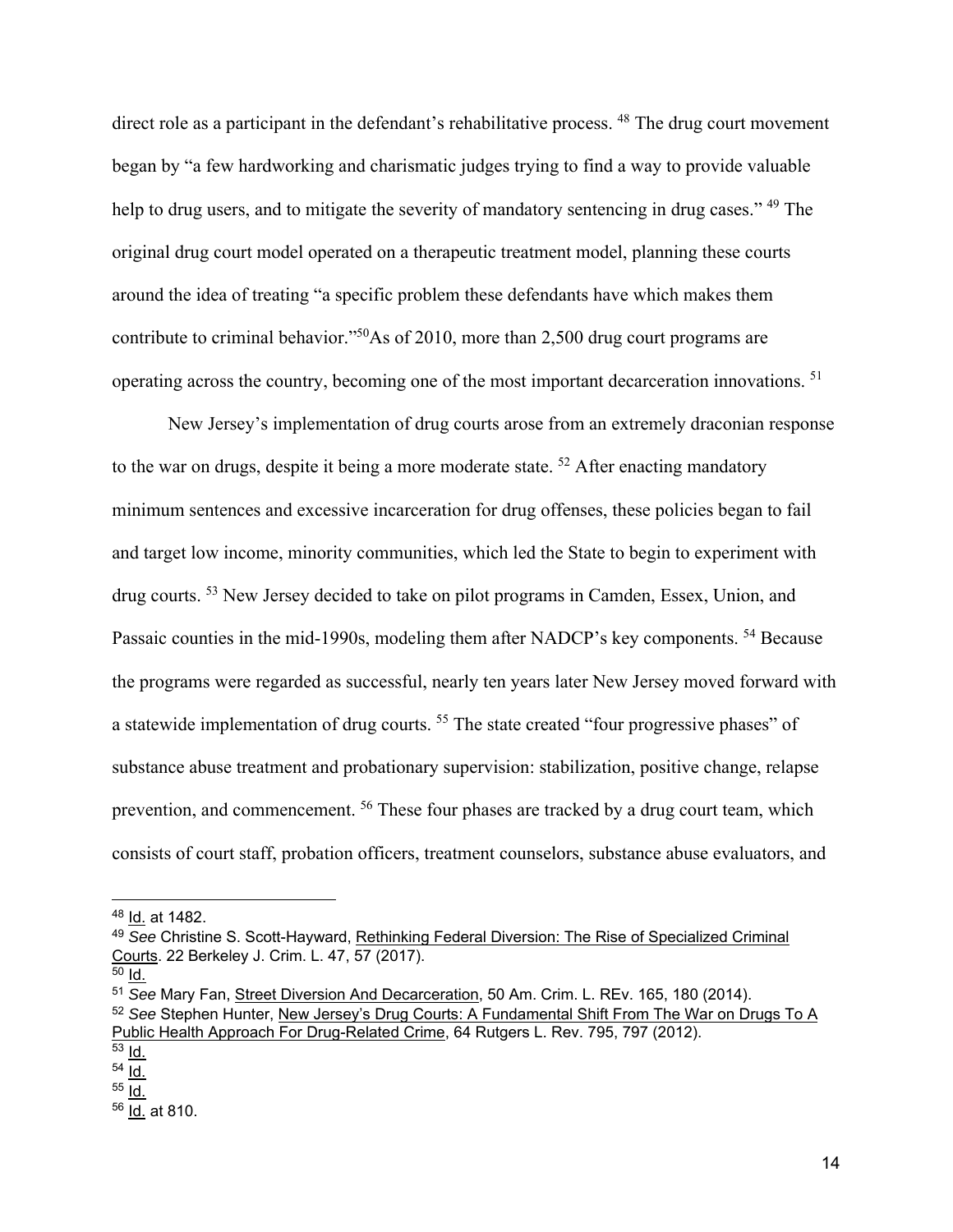direct role as a participant in the defendant's rehabilitative process. [48] The drug court movement began by "a few hardworking and charismatic judges trying to find a way to provide valuable help to drug users, and to mitigate the severity of mandatory sentencing in drug cases." [49] The original drug court model operated on a therapeutic treatment model, planning these courts around the idea of treating "a specific problem these defendants have which makes them contribute to criminal behavior."[50]As of 2010, more than 2,500 drug court programs are operating across the country, becoming one of the most important decarceration innovations. [51]

New Jersey's implementation of drug courts arose from an extremely draconian response to the war on drugs, despite it being a more moderate state. [52] After enacting mandatory minimum sentences and excessive incarceration for drug offenses, these policies began to fail and target low income, minority communities, which led the State to begin to experiment with drug courts. [53] New Jersey decided to take on pilot programs in Camden, Essex, Union, and Passaic counties in the mid-1990s, modeling them after NADCP's key components. [54] Because the programs were regarded as successful, nearly ten years later New Jersey moved forward with a statewide implementation of drug courts. [55] The state created "four progressive phases" of substance abuse treatment and probationary supervision: stabilization, positive change, relapse prevention, and commencement. [56] These four phases are tracked by a drug court team, which consists of court staff, probation officers, treatment counselors, substance abuse evaluators, and

---

[48] Id. at 1482.

[49] *See* Christine S. Scott-Hayward, Rethinking Federal Diversion: The Rise of Specialized Criminal Courts. 22 Berkeley J. Crim. L. 47, 57 (2017).

[50] Id.

[51] *See* Mary Fan, Street Diversion And Decarceration, 50 Am. Crim. L. REv. 165, 180 (2014).

[52] *See* Stephen Hunter, New Jersey's Drug Courts: A Fundamental Shift From The War on Drugs To A Public Health Approach For Drug-Related Crime, 64 Rutgers L. Rev. 795, 797 (2012).

[53] Id.

[54] Id.

[55] Id.

[56] Id. at 810.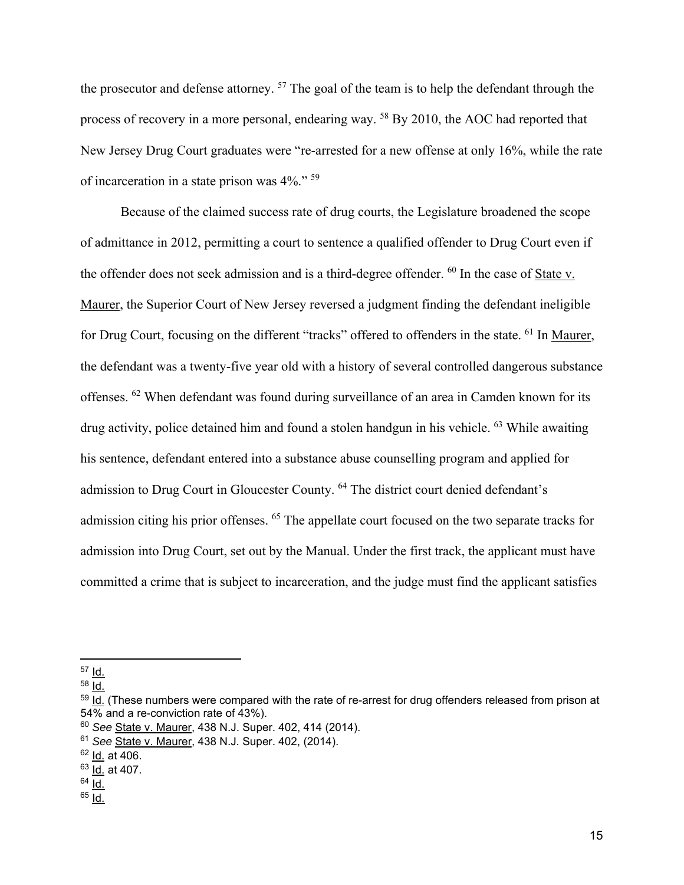the prosecutor and defense attorney. [57] The goal of the team is to help the defendant through the process of recovery in a more personal, endearing way. [58] By 2010, the AOC had reported that New Jersey Drug Court graduates were "re-arrested for a new offense at only 16%, while the rate of incarceration in a state prison was 4%." [59]

Because of the claimed success rate of drug courts, the Legislature broadened the scope of admittance in 2012, permitting a court to sentence a qualified offender to Drug Court even if the offender does not seek admission and is a third-degree offender. [60] In the case of State v. Maurer, the Superior Court of New Jersey reversed a judgment finding the defendant ineligible for Drug Court, focusing on the different "tracks" offered to offenders in the state. [61] In Maurer, the defendant was a twenty-five year old with a history of several controlled dangerous substance offenses. [62] When defendant was found during surveillance of an area in Camden known for its drug activity, police detained him and found a stolen handgun in his vehicle. [63] While awaiting his sentence, defendant entered into a substance abuse counselling program and applied for admission to Drug Court in Gloucester County. [64] The district court denied defendant's admission citing his prior offenses. [65] The appellate court focused on the two separate tracks for admission into Drug Court, set out by the Manual. Under the first track, the applicant must have committed a crime that is subject to incarceration, and the judge must find the applicant satisfies

---

[57] Id.
[58] Id.
[59] Id. (These numbers were compared with the rate of re-arrest for drug offenders released from prison at 54% and a re-conviction rate of 43%).
[60] *See* State v. Maurer, 438 N.J. Super. 402, 414 (2014).
[61] *See* State v. Maurer, 438 N.J. Super. 402, (2014).
[62] Id. at 406.
[63] Id. at 407.
[64] Id.
[65] Id.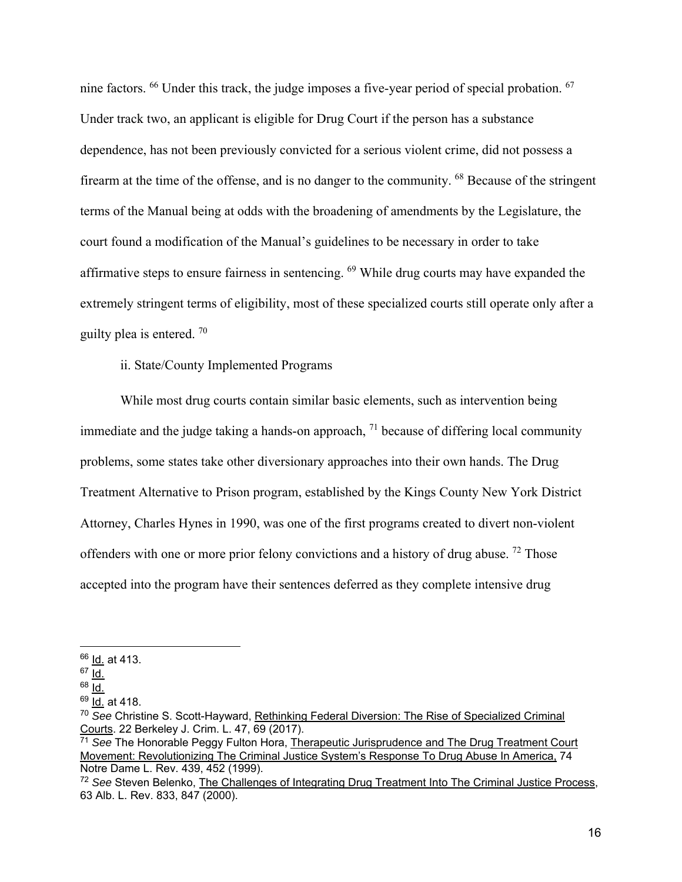nine factors. [66] Under this track, the judge imposes a five-year period of special probation. [67] Under track two, an applicant is eligible for Drug Court if the person has a substance dependence, has not been previously convicted for a serious violent crime, did not possess a firearm at the time of the offense, and is no danger to the community. [68] Because of the stringent terms of the Manual being at odds with the broadening of amendments by the Legislature, the court found a modification of the Manual's guidelines to be necessary in order to take affirmative steps to ensure fairness in sentencing. [69] While drug courts may have expanded the extremely stringent terms of eligibility, most of these specialized courts still operate only after a guilty plea is entered. [70]

ii. State/County Implemented Programs

While most drug courts contain similar basic elements, such as intervention being immediate and the judge taking a hands-on approach, [71] because of differing local community problems, some states take other diversionary approaches into their own hands. The Drug Treatment Alternative to Prison program, established by the Kings County New York District Attorney, Charles Hynes in 1990, was one of the first programs created to divert non-violent offenders with one or more prior felony convictions and a history of drug abuse. [72] Those accepted into the program have their sentences deferred as they complete intensive drug

---

[66] Id. at 413.

[67] Id.

[68] Id.

[69] Id. at 418.

[70] *See* Christine S. Scott-Hayward, Rethinking Federal Diversion: The Rise of Specialized Criminal Courts. 22 Berkeley J. Crim. L. 47, 69 (2017).

[71] *See* The Honorable Peggy Fulton Hora, Therapeutic Jurisprudence and The Drug Treatment Court Movement: Revolutionizing The Criminal Justice System's Response To Drug Abuse In America, 74 Notre Dame L. Rev. 439, 452 (1999).

[72] *See* Steven Belenko, The Challenges of Integrating Drug Treatment Into The Criminal Justice Process, 63 Alb. L. Rev. 833, 847 (2000).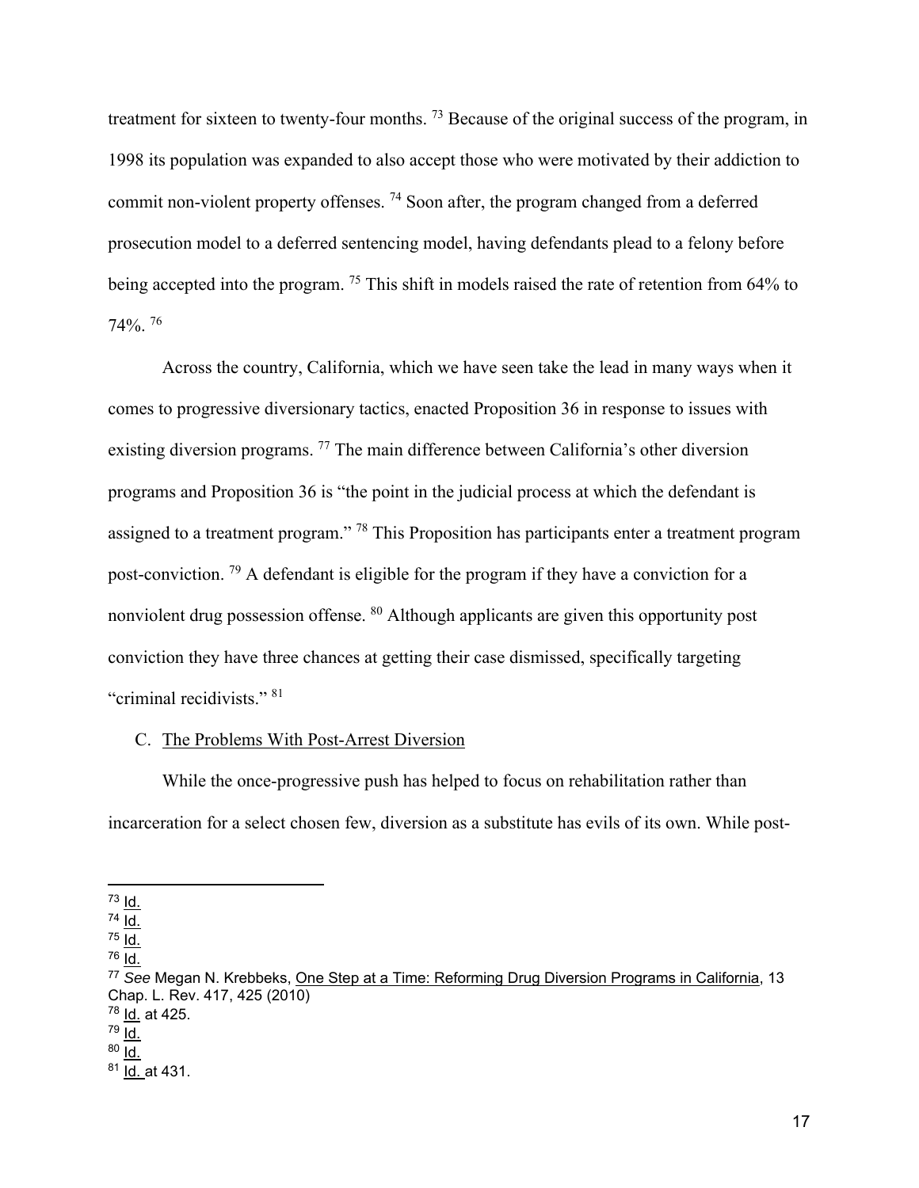treatment for sixteen to twenty-four months. [73] Because of the original success of the program, in 1998 its population was expanded to also accept those who were motivated by their addiction to commit non-violent property offenses. [74] Soon after, the program changed from a deferred prosecution model to a deferred sentencing model, having defendants plead to a felony before being accepted into the program. [75] This shift in models raised the rate of retention from 64% to 74%. [76]

Across the country, California, which we have seen take the lead in many ways when it comes to progressive diversionary tactics, enacted Proposition 36 in response to issues with existing diversion programs. [77] The main difference between California's other diversion programs and Proposition 36 is "the point in the judicial process at which the defendant is assigned to a treatment program." [78] This Proposition has participants enter a treatment program post-conviction. [79] A defendant is eligible for the program if they have a conviction for a nonviolent drug possession offense. [80] Although applicants are given this opportunity post conviction they have three chances at getting their case dismissed, specifically targeting "criminal recidivists." [81]

C. The Problems With Post-Arrest Diversion

While the once-progressive push has helped to focus on rehabilitation rather than incarceration for a select chosen few, diversion as a substitute has evils of its own. While post-

---

[73] Id.
[74] Id.
[75] Id.
[76] Id.
[77] *See* Megan N. Krebbeks, One Step at a Time: Reforming Drug Diversion Programs in California, 13 Chap. L. Rev. 417, 425 (2010)
[78] Id. at 425.
[79] Id.
[80] Id.
[81] Id. at 431.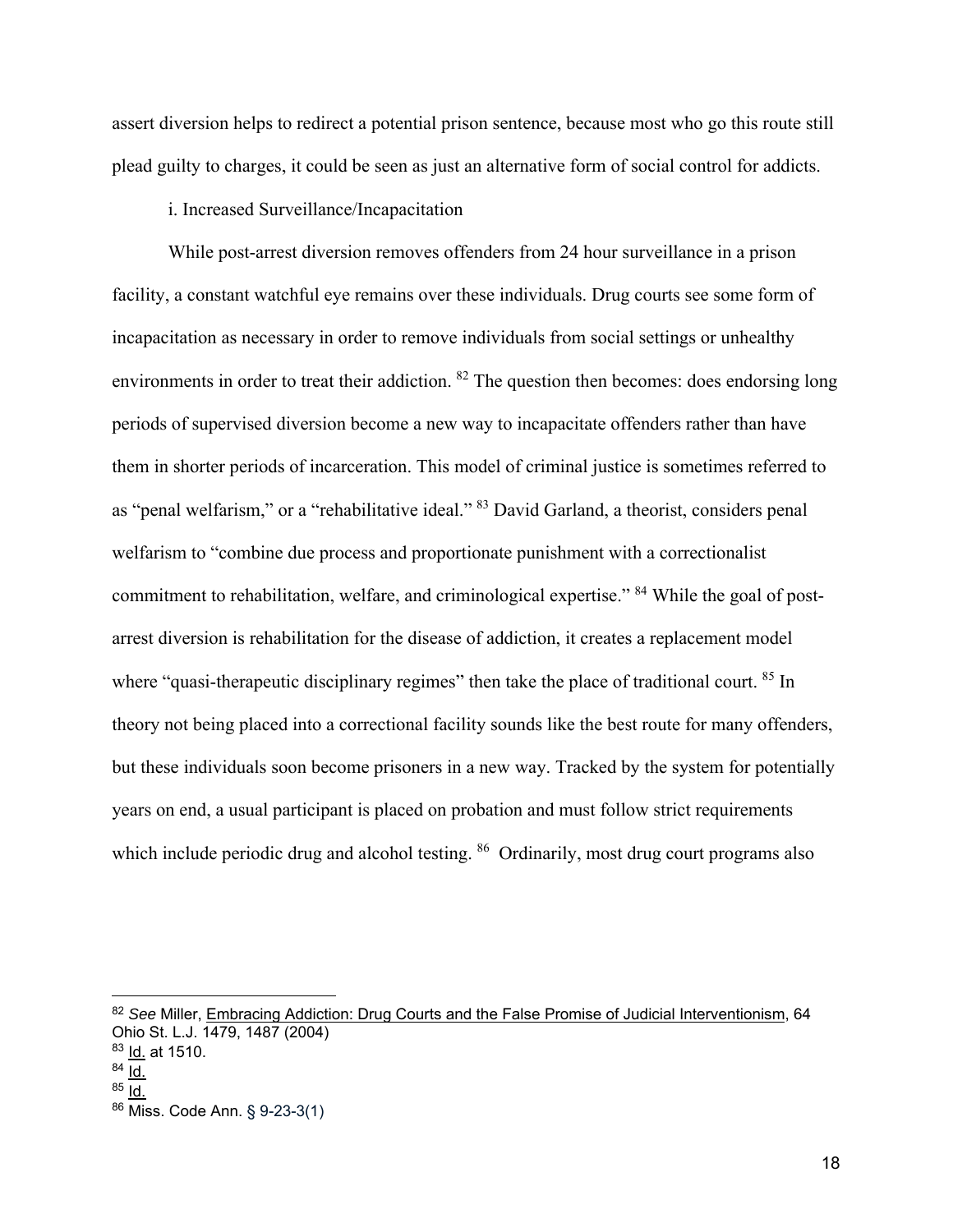assert diversion helps to redirect a potential prison sentence, because most who go this route still plead guilty to charges, it could be seen as just an alternative form of social control for addicts.

i. Increased Surveillance/Incapacitation

While post-arrest diversion removes offenders from 24 hour surveillance in a prison facility, a constant watchful eye remains over these individuals. Drug courts see some form of incapacitation as necessary in order to remove individuals from social settings or unhealthy environments in order to treat their addiction. [82] The question then becomes: does endorsing long periods of supervised diversion become a new way to incapacitate offenders rather than have them in shorter periods of incarceration. This model of criminal justice is sometimes referred to as "penal welfarism," or a "rehabilitative ideal." [83] David Garland, a theorist, considers penal welfarism to "combine due process and proportionate punishment with a correctionalist commitment to rehabilitation, welfare, and criminological expertise." [84] While the goal of post-arrest diversion is rehabilitation for the disease of addiction, it creates a replacement model where "quasi-therapeutic disciplinary regimes" then take the place of traditional court. [85] In theory not being placed into a correctional facility sounds like the best route for many offenders, but these individuals soon become prisoners in a new way. Tracked by the system for potentially years on end, a usual participant is placed on probation and must follow strict requirements which include periodic drug and alcohol testing. [86] Ordinarily, most drug court programs also

---

[82] *See* Miller, Embracing Addiction: Drug Courts and the False Promise of Judicial Interventionism, 64 Ohio St. L.J. 1479, 1487 (2004)

[83] Id. at 1510.

[84] Id.

[85] Id.

[86] Miss. Code Ann. § 9-23-3(1)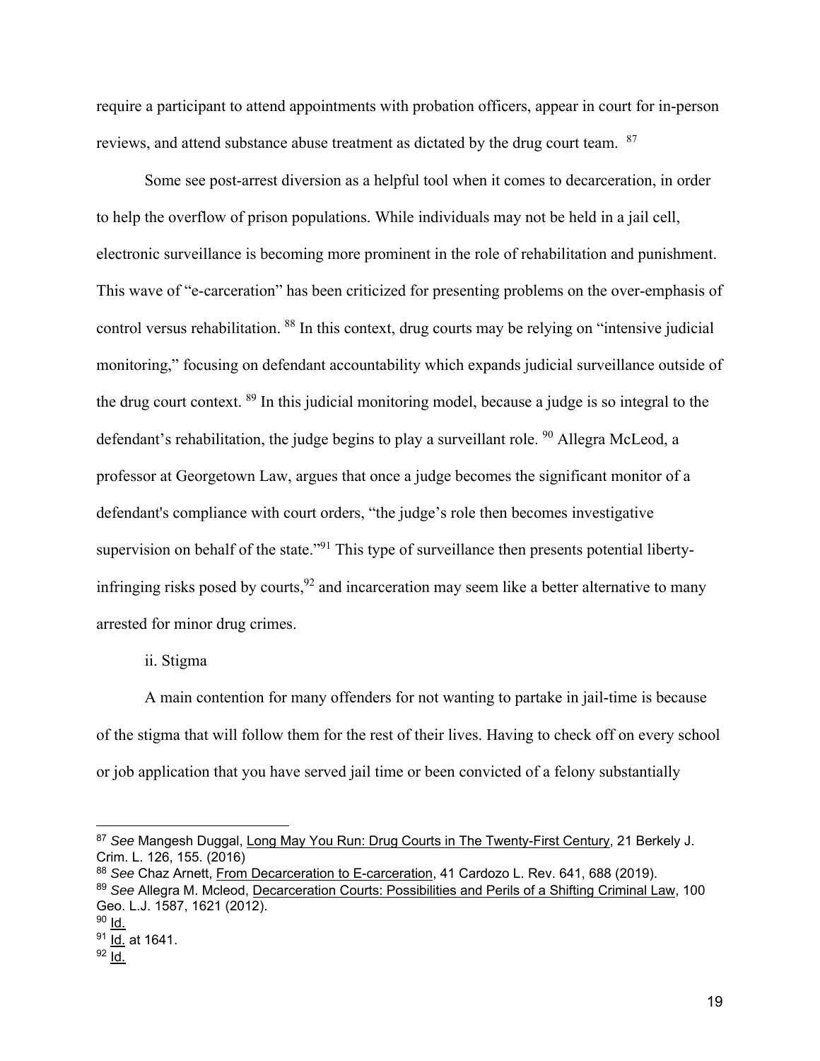require a participant to attend appointments with probation officers, appear in court for in-person reviews, and attend substance abuse treatment as dictated by the drug court team. [87]

Some see post-arrest diversion as a helpful tool when it comes to decarceration, in order to help the overflow of prison populations. While individuals may not be held in a jail cell, electronic surveillance is becoming more prominent in the role of rehabilitation and punishment. This wave of "e-carceration" has been criticized for presenting problems on the over-emphasis of control versus rehabilitation. [88] In this context, drug courts may be relying on "intensive judicial monitoring," focusing on defendant accountability which expands judicial surveillance outside of the drug court context. [89] In this judicial monitoring model, because a judge is so integral to the defendant's rehabilitation, the judge begins to play a surveillant role. [90] Allegra McLeod, a professor at Georgetown Law, argues that once a judge becomes the significant monitor of a defendant's compliance with court orders, "the judge's role then becomes investigative supervision on behalf of the state."[91] This type of surveillance then presents potential liberty-infringing risks posed by courts,[92] and incarceration may seem like a better alternative to many arrested for minor drug crimes.

ii. Stigma

A main contention for many offenders for not wanting to partake in jail-time is because of the stigma that will follow them for the rest of their lives. Having to check off on every school or job application that you have served jail time or been convicted of a felony substantially

---

[87] *See* Mangesh Duggal, Long May You Run: Drug Courts in The Twenty-First Century, 21 Berkely J. Crim. L. 126, 155. (2016)

[88] *See* Chaz Arnett, From Decarceration to E-carceration, 41 Cardozo L. Rev. 641, 688 (2019).

[89] *See* Allegra M. Mcleod, Decarceration Courts: Possibilities and Perils of a Shifting Criminal Law, 100 Geo. L.J. 1587, 1621 (2012).

[90] Id.

[91] Id. at 1641.

[92] Id.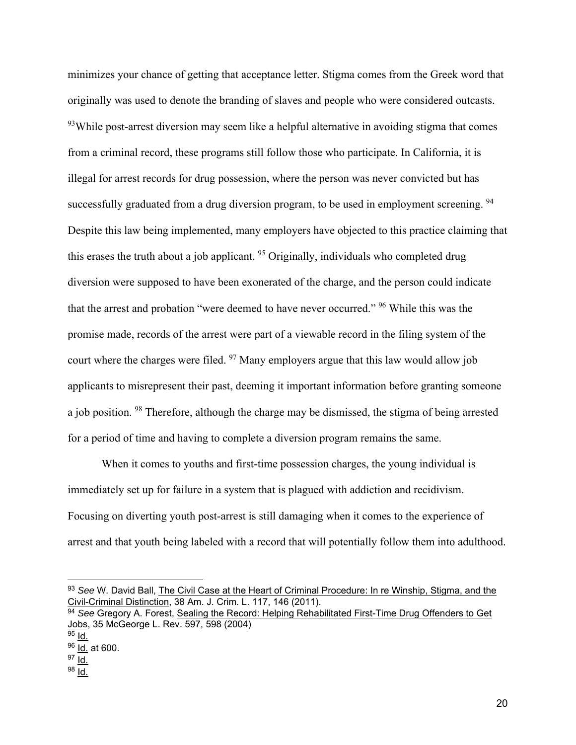minimizes your chance of getting that acceptance letter. Stigma comes from the Greek word that originally was used to denote the branding of slaves and people who were considered outcasts. [93]While post-arrest diversion may seem like a helpful alternative in avoiding stigma that comes from a criminal record, these programs still follow those who participate. In California, it is illegal for arrest records for drug possession, where the person was never convicted but has successfully graduated from a drug diversion program, to be used in employment screening. [94] Despite this law being implemented, many employers have objected to this practice claiming that this erases the truth about a job applicant. [95] Originally, individuals who completed drug diversion were supposed to have been exonerated of the charge, and the person could indicate that the arrest and probation "were deemed to have never occurred." [96] While this was the promise made, records of the arrest were part of a viewable record in the filing system of the court where the charges were filed. [97] Many employers argue that this law would allow job applicants to misrepresent their past, deeming it important information before granting someone a job position. [98] Therefore, although the charge may be dismissed, the stigma of being arrested for a period of time and having to complete a diversion program remains the same.

When it comes to youths and first-time possession charges, the young individual is immediately set up for failure in a system that is plagued with addiction and recidivism. Focusing on diverting youth post-arrest is still damaging when it comes to the experience of arrest and that youth being labeled with a record that will potentially follow them into adulthood.

---

[93] *See* W. David Ball, The Civil Case at the Heart of Criminal Procedure: In re Winship, Stigma, and the Civil-Criminal Distinction, 38 Am. J. Crim. L. 117, 146 (2011).

[94] *See* Gregory A. Forest, Sealing the Record: Helping Rehabilitated First-Time Drug Offenders to Get Jobs, 35 McGeorge L. Rev. 597, 598 (2004)

[95] Id.

[96] Id. at 600.

[97] Id.

[98] Id.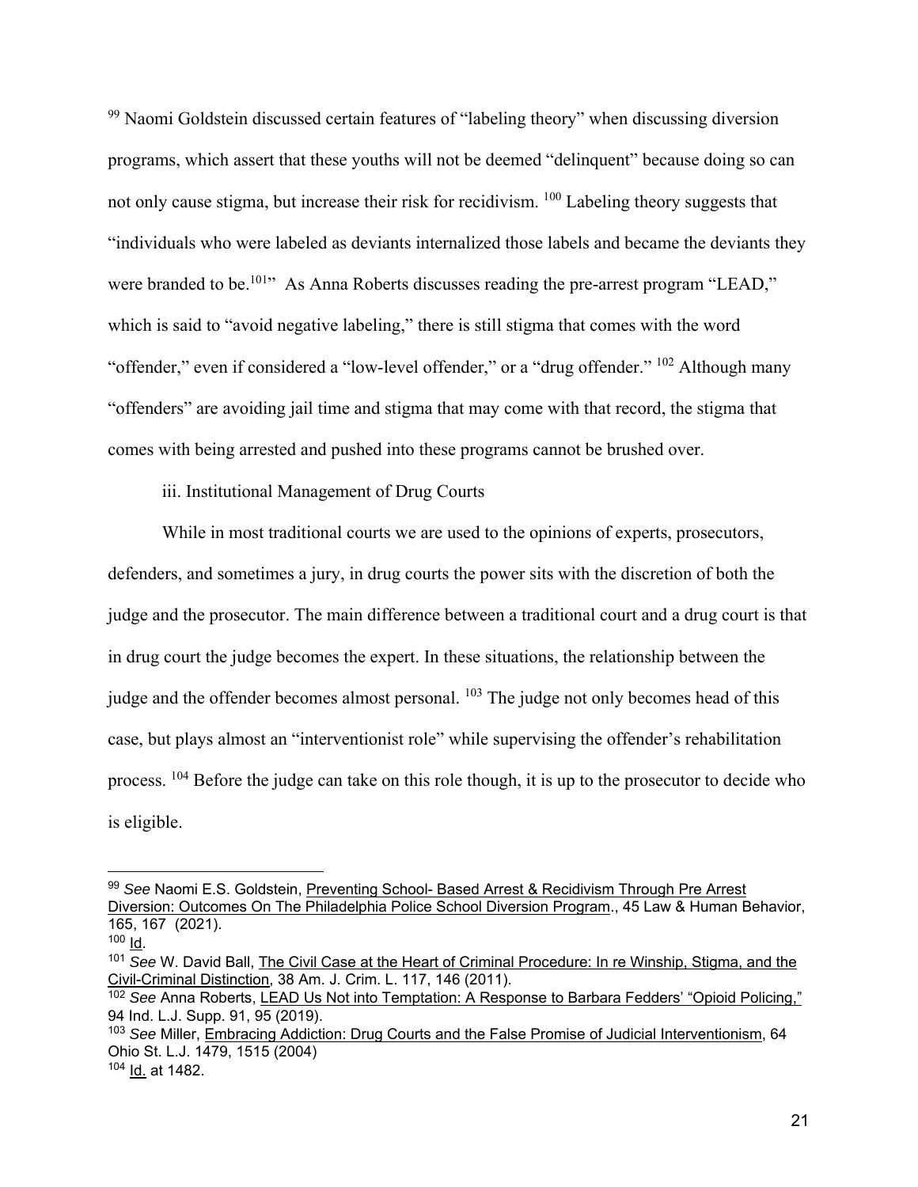[99] Naomi Goldstein discussed certain features of "labeling theory" when discussing diversion programs, which assert that these youths will not be deemed "delinquent" because doing so can not only cause stigma, but increase their risk for recidivism. [100] Labeling theory suggests that "individuals who were labeled as deviants internalized those labels and became the deviants they were branded to be.[101]" As Anna Roberts discusses reading the pre-arrest program "LEAD," which is said to "avoid negative labeling," there is still stigma that comes with the word "offender," even if considered a "low-level offender," or a "drug offender." [102] Although many "offenders" are avoiding jail time and stigma that may come with that record, the stigma that comes with being arrested and pushed into these programs cannot be brushed over.

iii. Institutional Management of Drug Courts

While in most traditional courts we are used to the opinions of experts, prosecutors, defenders, and sometimes a jury, in drug courts the power sits with the discretion of both the judge and the prosecutor. The main difference between a traditional court and a drug court is that in drug court the judge becomes the expert. In these situations, the relationship between the judge and the offender becomes almost personal. [103] The judge not only becomes head of this case, but plays almost an "interventionist role" while supervising the offender's rehabilitation process. [104] Before the judge can take on this role though, it is up to the prosecutor to decide who is eligible.

---

[99] *See* Naomi E.S. Goldstein, Preventing School- Based Arrest & Recidivism Through Pre Arrest Diversion: Outcomes On The Philadelphia Police School Diversion Program., 45 Law & Human Behavior, 165, 167 (2021).

[100] Id.

[101] *See* W. David Ball, The Civil Case at the Heart of Criminal Procedure: In re Winship, Stigma, and the Civil-Criminal Distinction, 38 Am. J. Crim. L. 117, 146 (2011).

[102] *See* Anna Roberts, LEAD Us Not into Temptation: A Response to Barbara Fedders' "Opioid Policing," 94 Ind. L.J. Supp. 91, 95 (2019).

[103] *See* Miller, Embracing Addiction: Drug Courts and the False Promise of Judicial Interventionism, 64 Ohio St. L.J. 1479, 1515 (2004)

[104] Id. at 1482.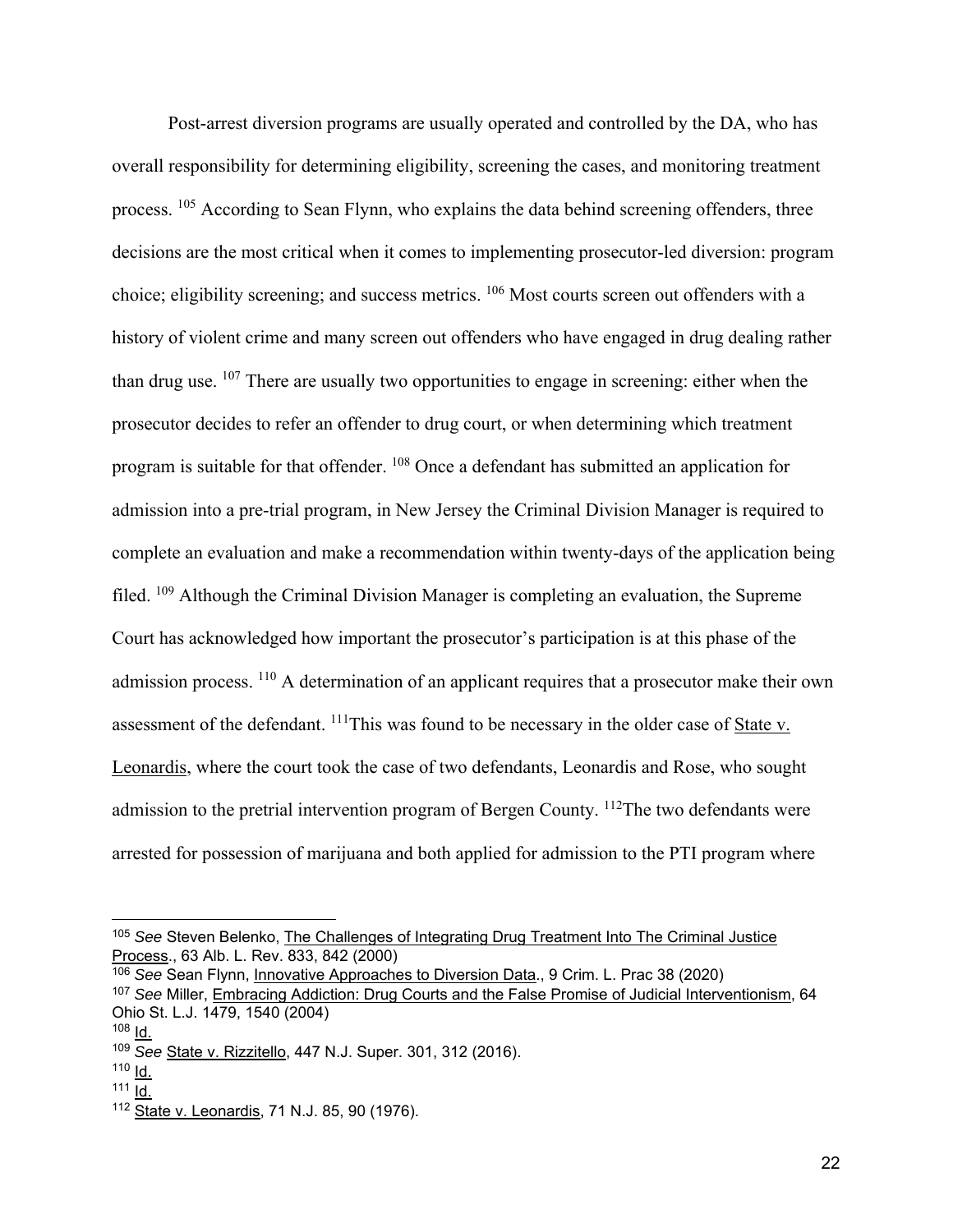Post-arrest diversion programs are usually operated and controlled by the DA, who has overall responsibility for determining eligibility, screening the cases, and monitoring treatment process. [105] According to Sean Flynn, who explains the data behind screening offenders, three decisions are the most critical when it comes to implementing prosecutor-led diversion: program choice; eligibility screening; and success metrics. [106] Most courts screen out offenders with a history of violent crime and many screen out offenders who have engaged in drug dealing rather than drug use. [107] There are usually two opportunities to engage in screening: either when the prosecutor decides to refer an offender to drug court, or when determining which treatment program is suitable for that offender. [108] Once a defendant has submitted an application for admission into a pre-trial program, in New Jersey the Criminal Division Manager is required to complete an evaluation and make a recommendation within twenty-days of the application being filed. [109] Although the Criminal Division Manager is completing an evaluation, the Supreme Court has acknowledged how important the prosecutor's participation is at this phase of the admission process. [110] A determination of an applicant requires that a prosecutor make their own assessment of the defendant. [111]This was found to be necessary in the older case of State v. Leonardis, where the court took the case of two defendants, Leonardis and Rose, who sought admission to the pretrial intervention program of Bergen County. [112]The two defendants were arrested for possession of marijuana and both applied for admission to the PTI program where

---

[105] *See* Steven Belenko, The Challenges of Integrating Drug Treatment Into The Criminal Justice Process., 63 Alb. L. Rev. 833, 842 (2000)

[106] *See* Sean Flynn, Innovative Approaches to Diversion Data., 9 Crim. L. Prac 38 (2020)

[107] *See* Miller, Embracing Addiction: Drug Courts and the False Promise of Judicial Interventionism, 64 Ohio St. L.J. 1479, 1540 (2004)

[108] Id.

[109] *See* State v. Rizzitello, 447 N.J. Super. 301, 312 (2016).

[110] Id.

[111] Id.

[112] State v. Leonardis, 71 N.J. 85, 90 (1976).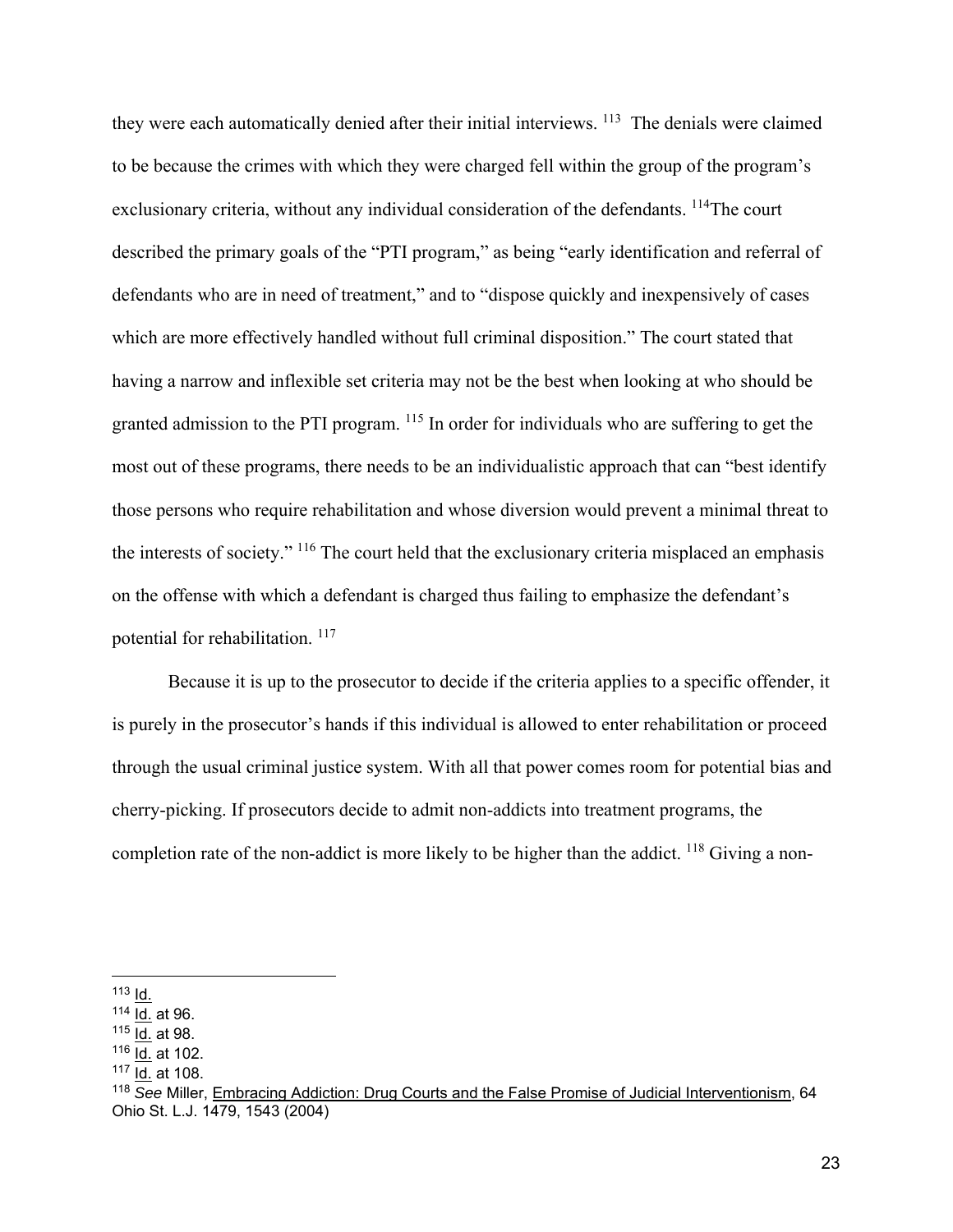they were each automatically denied after their initial interviews. [113] The denials were claimed to be because the crimes with which they were charged fell within the group of the program's exclusionary criteria, without any individual consideration of the defendants. [114]The court described the primary goals of the "PTI program," as being "early identification and referral of defendants who are in need of treatment," and to "dispose quickly and inexpensively of cases which are more effectively handled without full criminal disposition." The court stated that having a narrow and inflexible set criteria may not be the best when looking at who should be granted admission to the PTI program. [115] In order for individuals who are suffering to get the most out of these programs, there needs to be an individualistic approach that can "best identify those persons who require rehabilitation and whose diversion would prevent a minimal threat to the interests of society." [116] The court held that the exclusionary criteria misplaced an emphasis on the offense with which a defendant is charged thus failing to emphasize the defendant's potential for rehabilitation. [117]

Because it is up to the prosecutor to decide if the criteria applies to a specific offender, it is purely in the prosecutor's hands if this individual is allowed to enter rehabilitation or proceed through the usual criminal justice system. With all that power comes room for potential bias and cherry-picking. If prosecutors decide to admit non-addicts into treatment programs, the completion rate of the non-addict is more likely to be higher than the addict. [118] Giving a non-

---

[113] Id.
[114] Id. at 96.
[115] Id. at 98.
[116] Id. at 102.
[117] Id. at 108.
[118] *See* Miller, Embracing Addiction: Drug Courts and the False Promise of Judicial Interventionism, 64 Ohio St. L.J. 1479, 1543 (2004)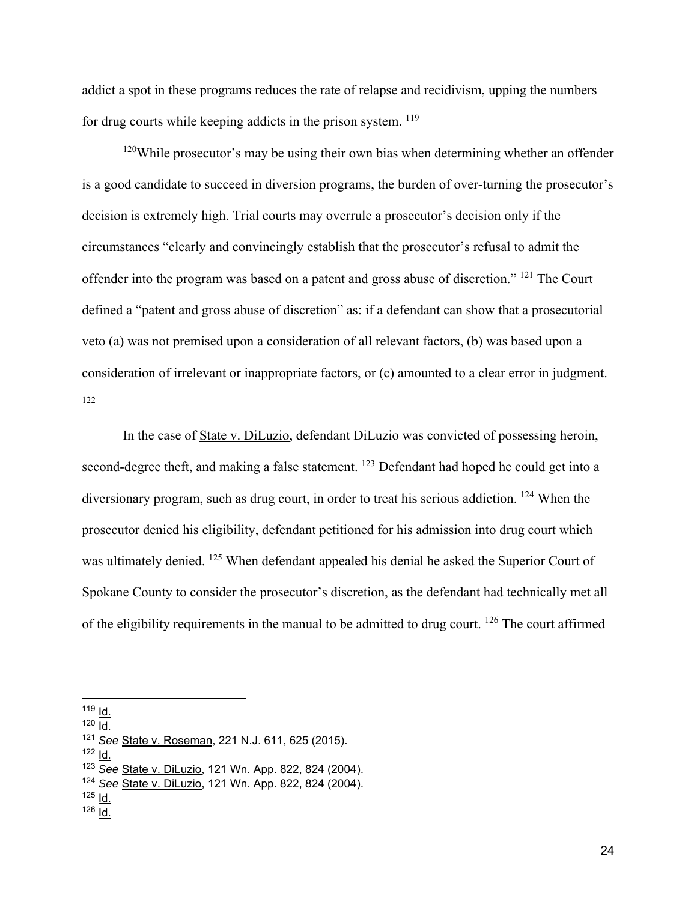addict a spot in these programs reduces the rate of relapse and recidivism, upping the numbers for drug courts while keeping addicts in the prison system. [119]

[120]While prosecutor's may be using their own bias when determining whether an offender is a good candidate to succeed in diversion programs, the burden of over-turning the prosecutor's decision is extremely high. Trial courts may overrule a prosecutor's decision only if the circumstances "clearly and convincingly establish that the prosecutor's refusal to admit the offender into the program was based on a patent and gross abuse of discretion." [121] The Court defined a "patent and gross abuse of discretion" as: if a defendant can show that a prosecutorial veto (a) was not premised upon a consideration of all relevant factors, (b) was based upon a consideration of irrelevant or inappropriate factors, or (c) amounted to a clear error in judgment. [122]

In the case of State v. DiLuzio, defendant DiLuzio was convicted of possessing heroin, second-degree theft, and making a false statement. [123] Defendant had hoped he could get into a diversionary program, such as drug court, in order to treat his serious addiction. [124] When the prosecutor denied his eligibility, defendant petitioned for his admission into drug court which was ultimately denied. [125] When defendant appealed his denial he asked the Superior Court of Spokane County to consider the prosecutor's discretion, as the defendant had technically met all of the eligibility requirements in the manual to be admitted to drug court. [126] The court affirmed

---

[119] Id.
[120] Id.
[121] *See* State v. Roseman, 221 N.J. 611, 625 (2015).
[122] Id.
[123] *See* State v. DiLuzio, 121 Wn. App. 822, 824 (2004).
[124] *See* State v. DiLuzio, 121 Wn. App. 822, 824 (2004).
[125] Id.
[126] Id.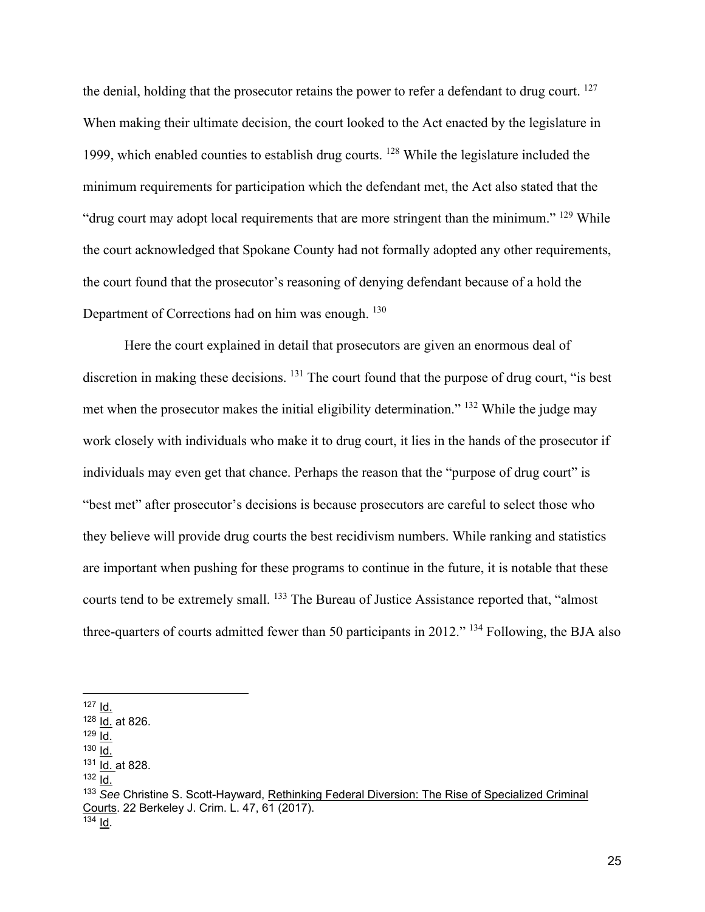the denial, holding that the prosecutor retains the power to refer a defendant to drug court. [127] When making their ultimate decision, the court looked to the Act enacted by the legislature in 1999, which enabled counties to establish drug courts. [128] While the legislature included the minimum requirements for participation which the defendant met, the Act also stated that the "drug court may adopt local requirements that are more stringent than the minimum." [129] While the court acknowledged that Spokane County had not formally adopted any other requirements, the court found that the prosecutor's reasoning of denying defendant because of a hold the Department of Corrections had on him was enough. [130]

Here the court explained in detail that prosecutors are given an enormous deal of discretion in making these decisions. [131] The court found that the purpose of drug court, "is best met when the prosecutor makes the initial eligibility determination." [132] While the judge may work closely with individuals who make it to drug court, it lies in the hands of the prosecutor if individuals may even get that chance. Perhaps the reason that the "purpose of drug court" is "best met" after prosecutor's decisions is because prosecutors are careful to select those who they believe will provide drug courts the best recidivism numbers. While ranking and statistics are important when pushing for these programs to continue in the future, it is notable that these courts tend to be extremely small. [133] The Bureau of Justice Assistance reported that, "almost three-quarters of courts admitted fewer than 50 participants in 2012." [134] Following, the BJA also

---

[127] Id.
[128] Id. at 826.
[129] Id.
[130] Id.
[131] Id. at 828.
[132] Id.
[133] *See* Christine S. Scott-Hayward, Rethinking Federal Diversion: The Rise of Specialized Criminal Courts. 22 Berkeley J. Crim. L. 47, 61 (2017).
[134] Id.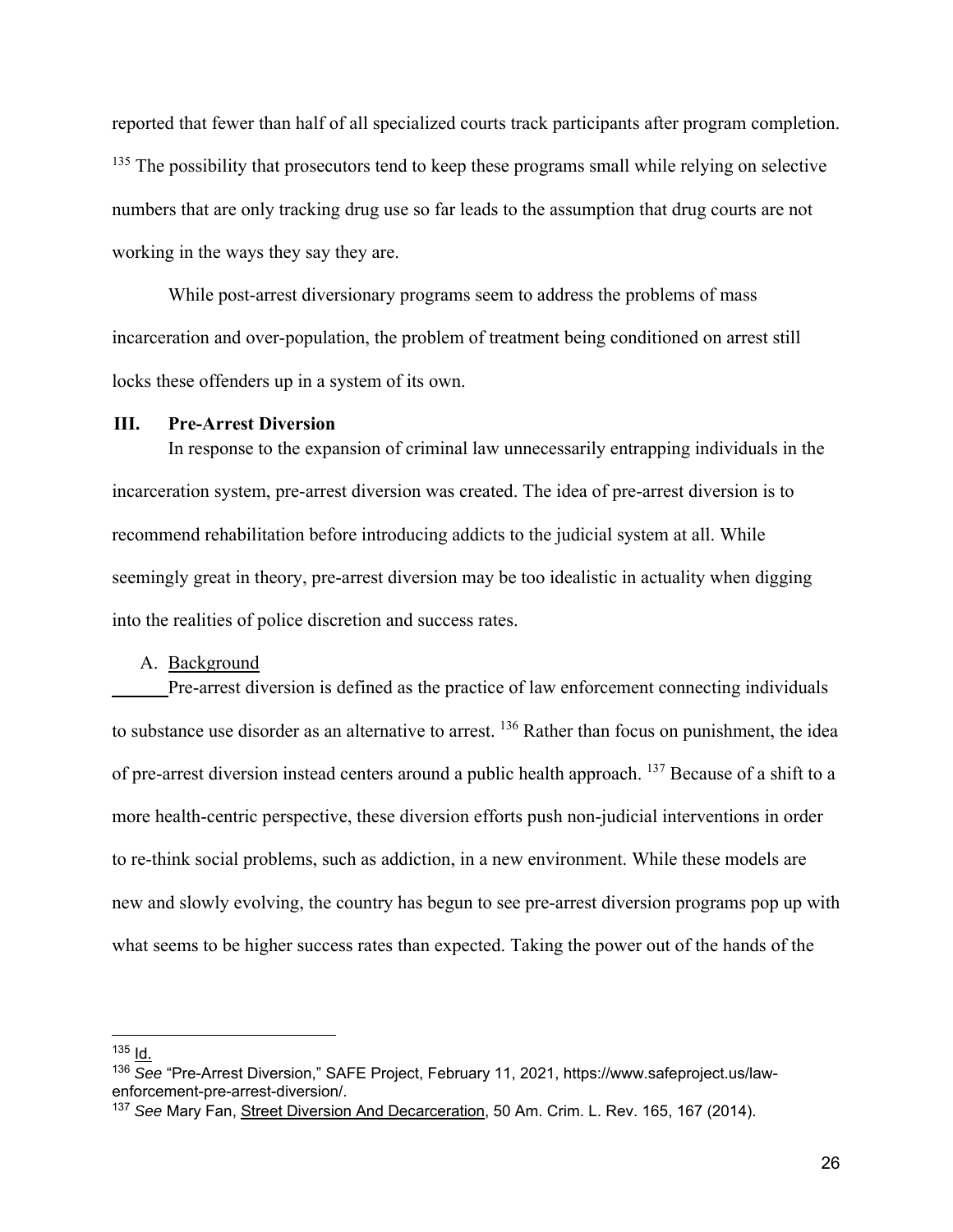reported that fewer than half of all specialized courts track participants after program completion. [135] The possibility that prosecutors tend to keep these programs small while relying on selective numbers that are only tracking drug use so far leads to the assumption that drug courts are not working in the ways they say they are.

While post-arrest diversionary programs seem to address the problems of mass incarceration and over-population, the problem of treatment being conditioned on arrest still locks these offenders up in a system of its own.

## III. Pre-Arrest Diversion

In response to the expansion of criminal law unnecessarily entrapping individuals in the incarceration system, pre-arrest diversion was created. The idea of pre-arrest diversion is to recommend rehabilitation before introducing addicts to the judicial system at all. While seemingly great in theory, pre-arrest diversion may be too idealistic in actuality when digging into the realities of police discretion and success rates.

### A. Background

Pre-arrest diversion is defined as the practice of law enforcement connecting individuals to substance use disorder as an alternative to arrest. [136] Rather than focus on punishment, the idea of pre-arrest diversion instead centers around a public health approach. [137] Because of a shift to a more health-centric perspective, these diversion efforts push non-judicial interventions in order to re-think social problems, such as addiction, in a new environment. While these models are new and slowly evolving, the country has begun to see pre-arrest diversion programs pop up with what seems to be higher success rates than expected. Taking the power out of the hands of the

---

[135] Id.

[136] *See* "Pre-Arrest Diversion," SAFE Project, February 11, 2021, https://www.safeproject.us/law-enforcement-pre-arrest-diversion/.

[137] *See* Mary Fan, Street Diversion And Decarceration, 50 Am. Crim. L. Rev. 165, 167 (2014).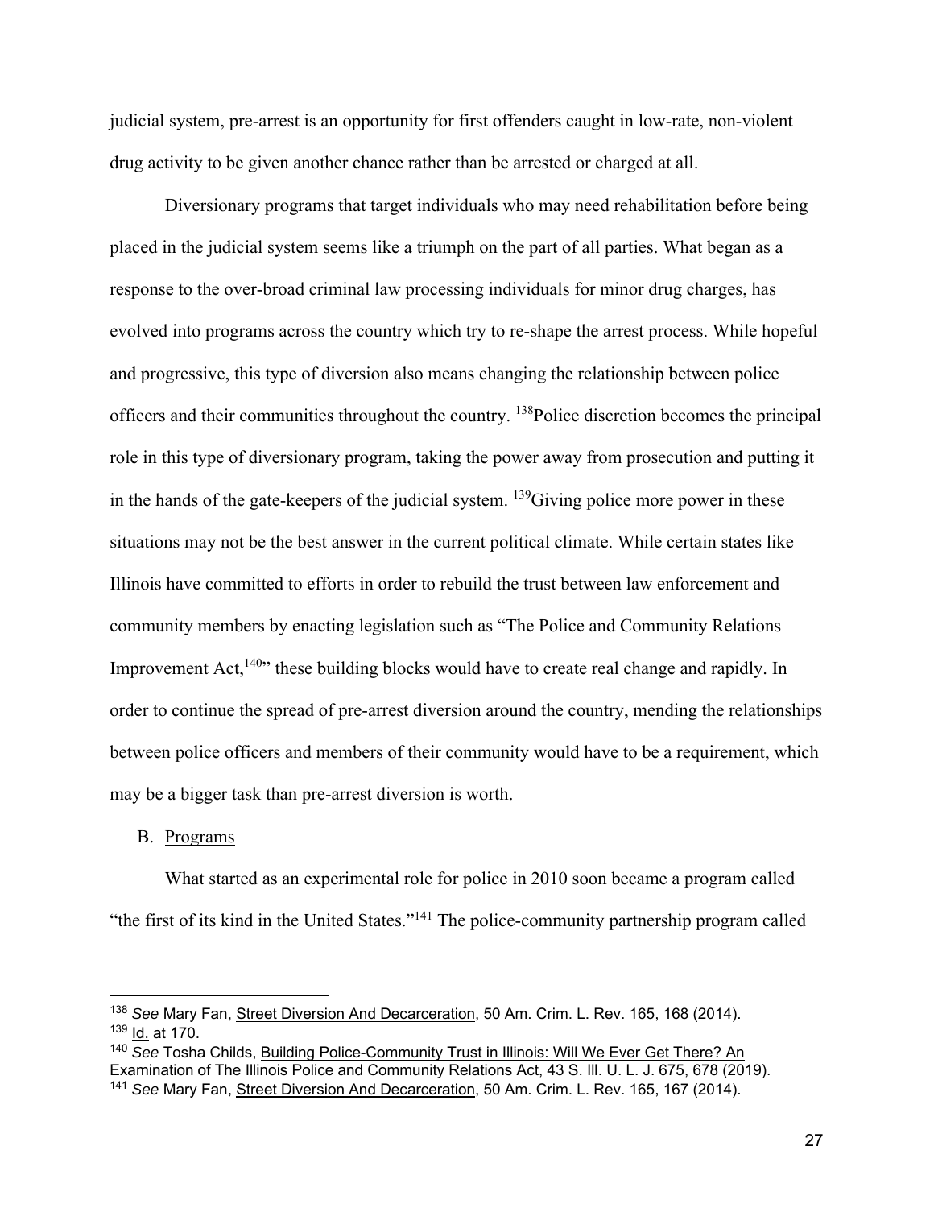judicial system, pre-arrest is an opportunity for first offenders caught in low-rate, non-violent drug activity to be given another chance rather than be arrested or charged at all.

Diversionary programs that target individuals who may need rehabilitation before being placed in the judicial system seems like a triumph on the part of all parties. What began as a response to the over-broad criminal law processing individuals for minor drug charges, has evolved into programs across the country which try to re-shape the arrest process. While hopeful and progressive, this type of diversion also means changing the relationship between police officers and their communities throughout the country. [138]Police discretion becomes the principal role in this type of diversionary program, taking the power away from prosecution and putting it in the hands of the gate-keepers of the judicial system. [139]Giving police more power in these situations may not be the best answer in the current political climate. While certain states like Illinois have committed to efforts in order to rebuild the trust between law enforcement and community members by enacting legislation such as "The Police and Community Relations Improvement Act,[140]" these building blocks would have to create real change and rapidly. In order to continue the spread of pre-arrest diversion around the country, mending the relationships between police officers and members of their community would have to be a requirement, which may be a bigger task than pre-arrest diversion is worth.

B. Programs

What started as an experimental role for police in 2010 soon became a program called "the first of its kind in the United States."[141] The police-community partnership program called

---

[138] *See* Mary Fan, Street Diversion And Decarceration, 50 Am. Crim. L. Rev. 165, 168 (2014).
[139] Id. at 170.
[140] *See* Tosha Childs, Building Police-Community Trust in Illinois: Will We Ever Get There? An Examination of The Illinois Police and Community Relations Act, 43 S. Ill. U. L. J. 675, 678 (2019).
[141] *See* Mary Fan, Street Diversion And Decarceration, 50 Am. Crim. L. Rev. 165, 167 (2014).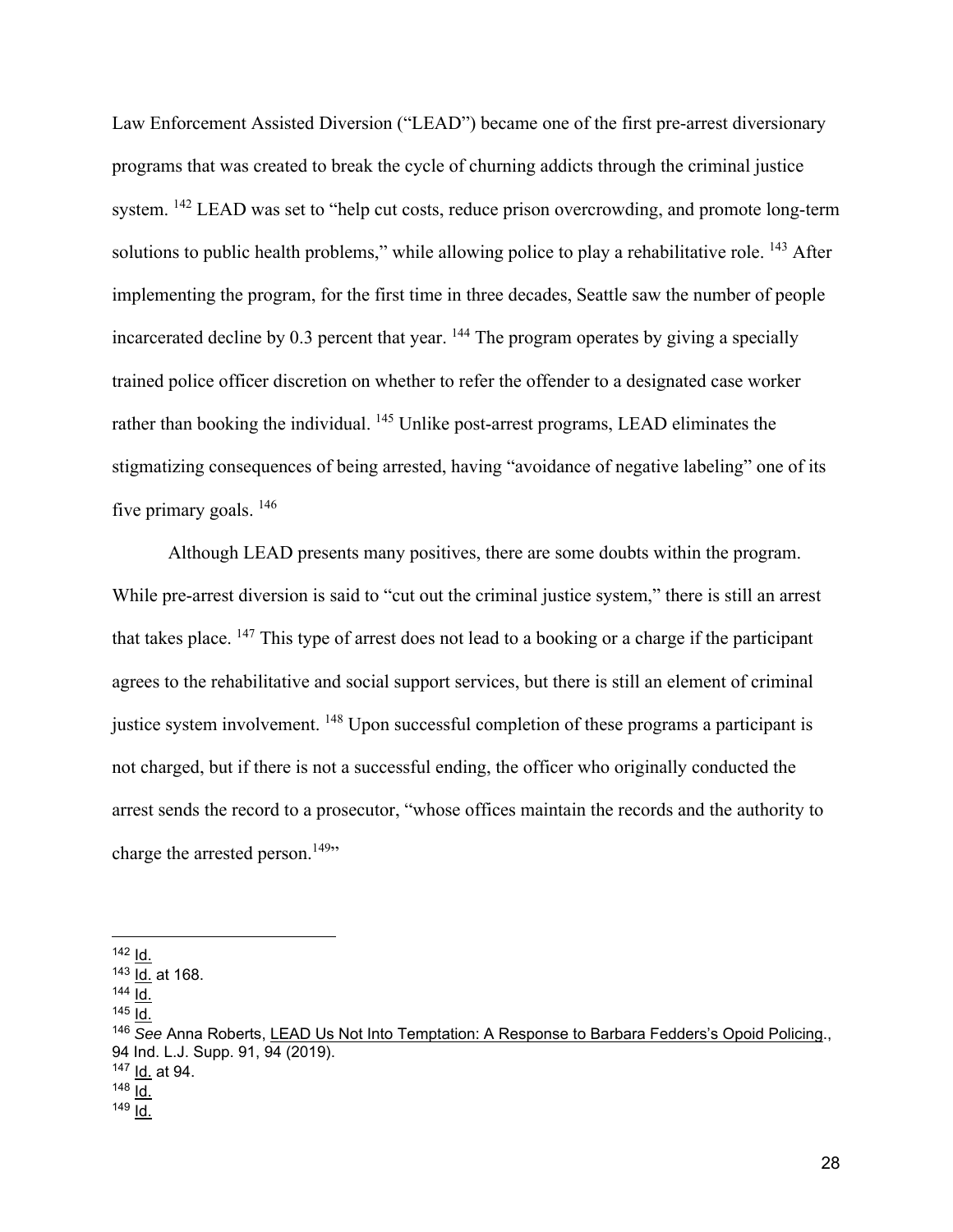Law Enforcement Assisted Diversion ("LEAD") became one of the first pre-arrest diversionary programs that was created to break the cycle of churning addicts through the criminal justice system. [142] LEAD was set to "help cut costs, reduce prison overcrowding, and promote long-term solutions to public health problems," while allowing police to play a rehabilitative role. [143] After implementing the program, for the first time in three decades, Seattle saw the number of people incarcerated decline by 0.3 percent that year. [144] The program operates by giving a specially trained police officer discretion on whether to refer the offender to a designated case worker rather than booking the individual. [145] Unlike post-arrest programs, LEAD eliminates the stigmatizing consequences of being arrested, having "avoidance of negative labeling" one of its five primary goals. [146]

Although LEAD presents many positives, there are some doubts within the program. While pre-arrest diversion is said to "cut out the criminal justice system," there is still an arrest that takes place. [147] This type of arrest does not lead to a booking or a charge if the participant agrees to the rehabilitative and social support services, but there is still an element of criminal justice system involvement. [148] Upon successful completion of these programs a participant is not charged, but if there is not a successful ending, the officer who originally conducted the arrest sends the record to a prosecutor, "whose offices maintain the records and the authority to charge the arrested person.[149]"

---

[142] Id.
[143] Id. at 168.
[144] Id.
[145] Id.
[146] *See* Anna Roberts, LEAD Us Not Into Temptation: A Response to Barbara Fedders's Opoid Policing., 94 Ind. L.J. Supp. 91, 94 (2019).
[147] Id. at 94.
[148] Id.
[149] Id.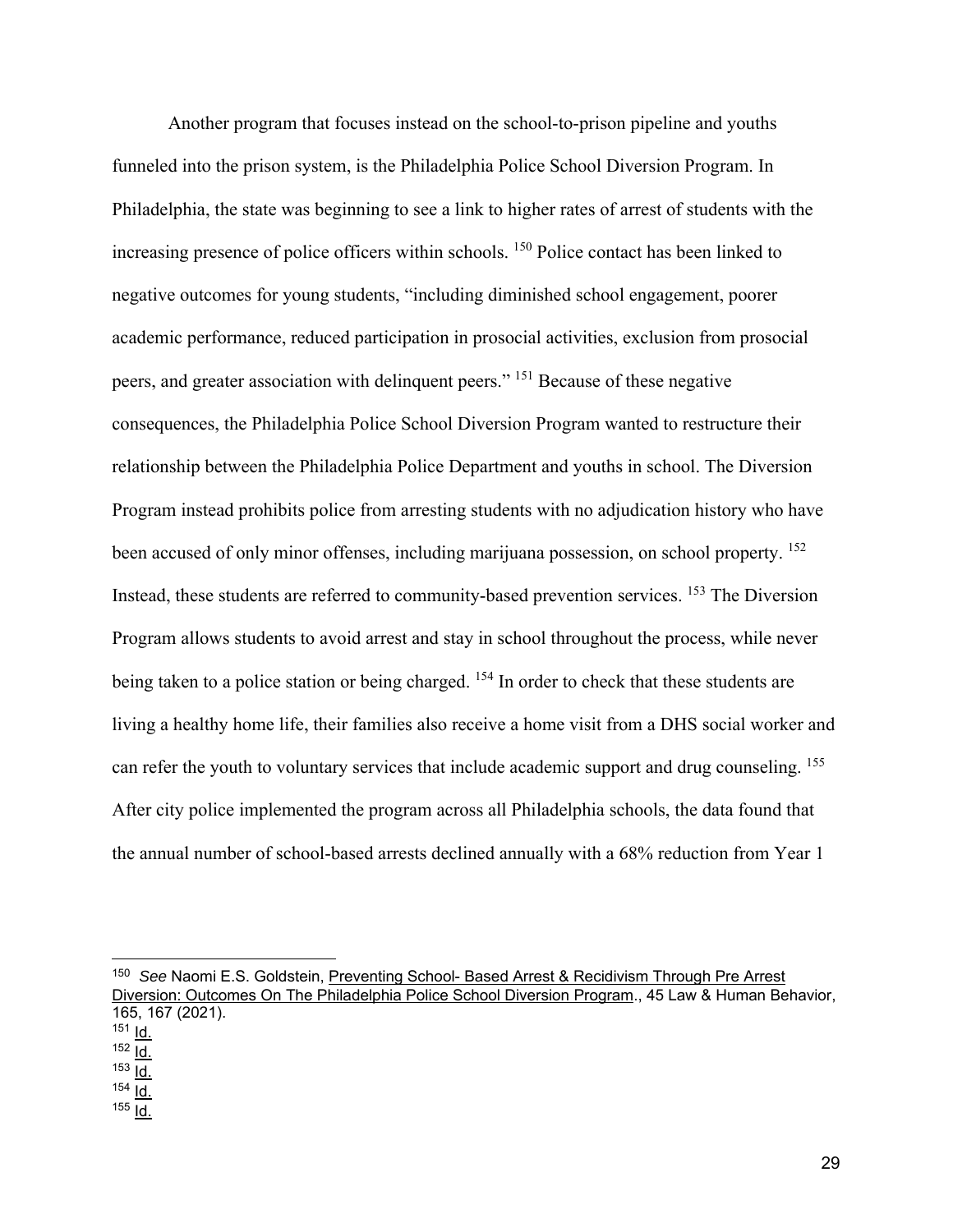Another program that focuses instead on the school-to-prison pipeline and youths funneled into the prison system, is the Philadelphia Police School Diversion Program. In Philadelphia, the state was beginning to see a link to higher rates of arrest of students with the increasing presence of police officers within schools. [150] Police contact has been linked to negative outcomes for young students, "including diminished school engagement, poorer academic performance, reduced participation in prosocial activities, exclusion from prosocial peers, and greater association with delinquent peers." [151] Because of these negative consequences, the Philadelphia Police School Diversion Program wanted to restructure their relationship between the Philadelphia Police Department and youths in school. The Diversion Program instead prohibits police from arresting students with no adjudication history who have been accused of only minor offenses, including marijuana possession, on school property. [152] Instead, these students are referred to community-based prevention services. [153] The Diversion Program allows students to avoid arrest and stay in school throughout the process, while never being taken to a police station or being charged. [154] In order to check that these students are living a healthy home life, their families also receive a home visit from a DHS social worker and can refer the youth to voluntary services that include academic support and drug counseling. [155] After city police implemented the program across all Philadelphia schools, the data found that the annual number of school-based arrests declined annually with a 68% reduction from Year 1

---

[150] *See* Naomi E.S. Goldstein, Preventing School- Based Arrest & Recidivism Through Pre Arrest Diversion: Outcomes On The Philadelphia Police School Diversion Program., 45 Law & Human Behavior, 165, 167 (2021).

[151] Id.

[152] Id.

[153] Id.

[154] Id.

[155] Id.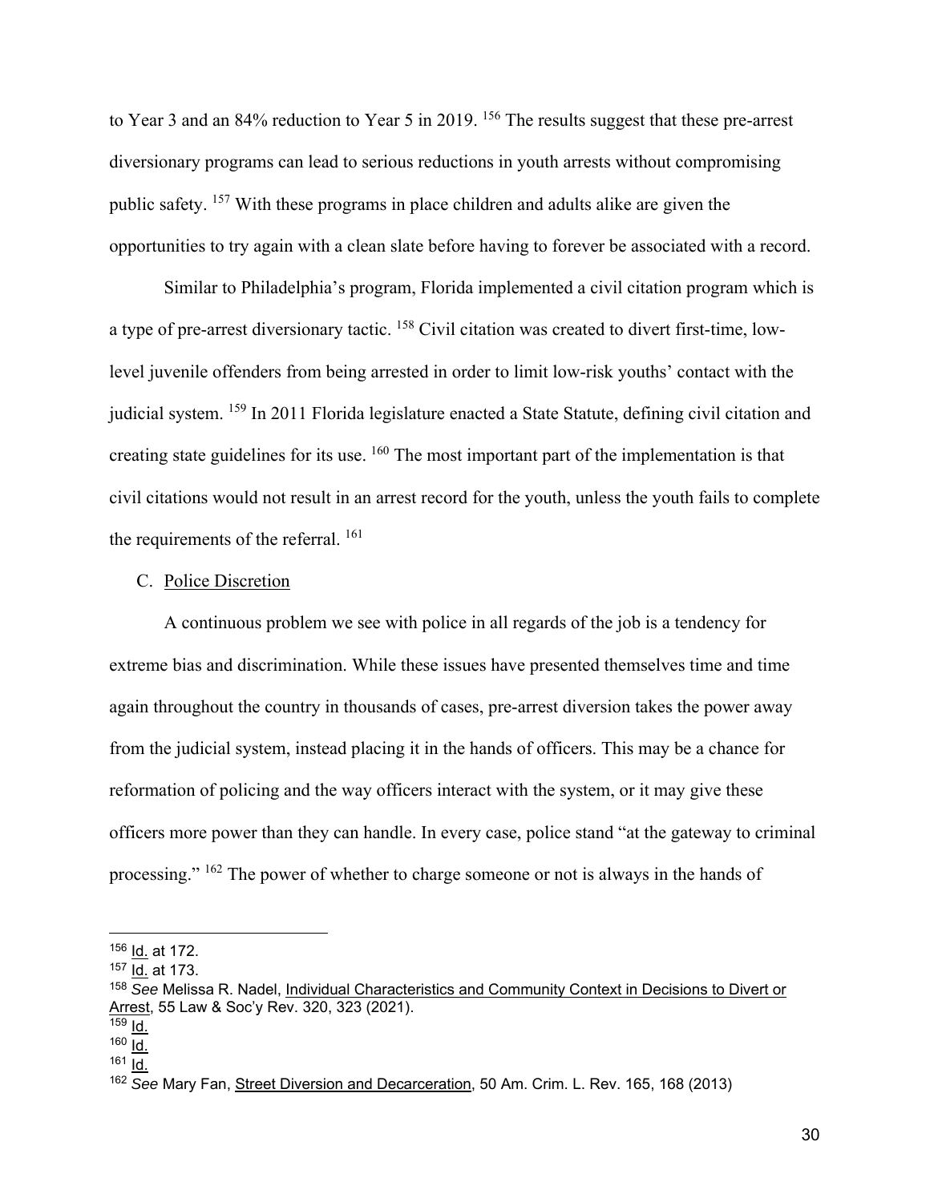to Year 3 and an 84% reduction to Year 5 in 2019. [156] The results suggest that these pre-arrest diversionary programs can lead to serious reductions in youth arrests without compromising public safety. [157] With these programs in place children and adults alike are given the opportunities to try again with a clean slate before having to forever be associated with a record.

Similar to Philadelphia's program, Florida implemented a civil citation program which is a type of pre-arrest diversionary tactic. [158] Civil citation was created to divert first-time, low-level juvenile offenders from being arrested in order to limit low-risk youths' contact with the judicial system. [159] In 2011 Florida legislature enacted a State Statute, defining civil citation and creating state guidelines for its use. [160] The most important part of the implementation is that civil citations would not result in an arrest record for the youth, unless the youth fails to complete the requirements of the referral. [161]

C. Police Discretion

A continuous problem we see with police in all regards of the job is a tendency for extreme bias and discrimination. While these issues have presented themselves time and time again throughout the country in thousands of cases, pre-arrest diversion takes the power away from the judicial system, instead placing it in the hands of officers. This may be a chance for reformation of policing and the way officers interact with the system, or it may give these officers more power than they can handle. In every case, police stand "at the gateway to criminal processing." [162] The power of whether to charge someone or not is always in the hands of

---

[156] Id. at 172.
[157] Id. at 173.
[158] *See* Melissa R. Nadel, Individual Characteristics and Community Context in Decisions to Divert or Arrest, 55 Law & Soc'y Rev. 320, 323 (2021).
[159] Id.
[160] Id.
[161] Id.
[162] *See* Mary Fan, Street Diversion and Decarceration, 50 Am. Crim. L. Rev. 165, 168 (2013)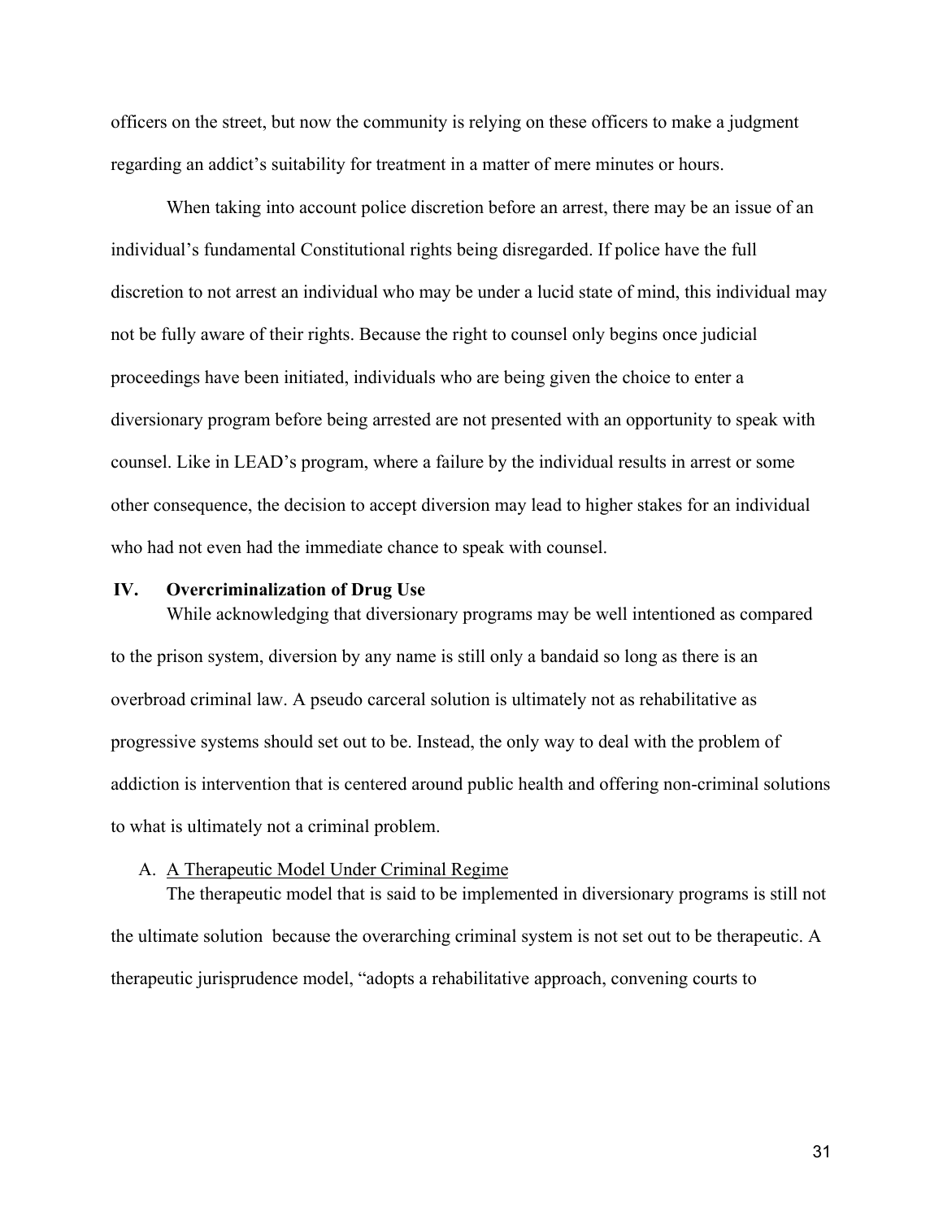officers on the street, but now the community is relying on these officers to make a judgment regarding an addict's suitability for treatment in a matter of mere minutes or hours.

When taking into account police discretion before an arrest, there may be an issue of an individual's fundamental Constitutional rights being disregarded. If police have the full discretion to not arrest an individual who may be under a lucid state of mind, this individual may not be fully aware of their rights. Because the right to counsel only begins once judicial proceedings have been initiated, individuals who are being given the choice to enter a diversionary program before being arrested are not presented with an opportunity to speak with counsel. Like in LEAD's program, where a failure by the individual results in arrest or some other consequence, the decision to accept diversion may lead to higher stakes for an individual who had not even had the immediate chance to speak with counsel.

## IV. Overcriminalization of Drug Use

While acknowledging that diversionary programs may be well intentioned as compared to the prison system, diversion by any name is still only a bandaid so long as there is an overbroad criminal law. A pseudo carceral solution is ultimately not as rehabilitative as progressive systems should set out to be. Instead, the only way to deal with the problem of addiction is intervention that is centered around public health and offering non-criminal solutions to what is ultimately not a criminal problem.

### A. A Therapeutic Model Under Criminal Regime

The therapeutic model that is said to be implemented in diversionary programs is still not the ultimate solution because the overarching criminal system is not set out to be therapeutic. A therapeutic jurisprudence model, "adopts a rehabilitative approach, convening courts to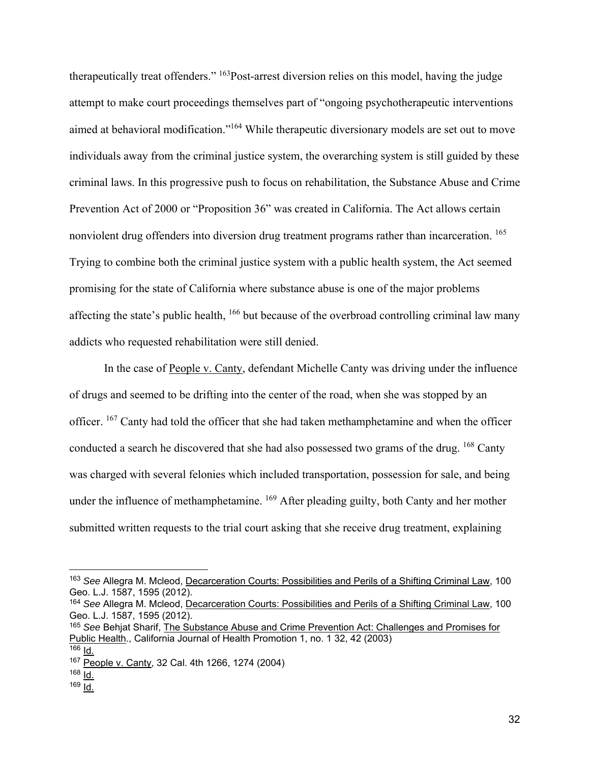therapeutically treat offenders." [163]Post-arrest diversion relies on this model, having the judge attempt to make court proceedings themselves part of "ongoing psychotherapeutic interventions aimed at behavioral modification."[164] While therapeutic diversionary models are set out to move individuals away from the criminal justice system, the overarching system is still guided by these criminal laws. In this progressive push to focus on rehabilitation, the Substance Abuse and Crime Prevention Act of 2000 or "Proposition 36" was created in California. The Act allows certain nonviolent drug offenders into diversion drug treatment programs rather than incarceration. [165] Trying to combine both the criminal justice system with a public health system, the Act seemed promising for the state of California where substance abuse is one of the major problems affecting the state's public health, [166] but because of the overbroad controlling criminal law many addicts who requested rehabilitation were still denied.

In the case of People v. Canty, defendant Michelle Canty was driving under the influence of drugs and seemed to be drifting into the center of the road, when she was stopped by an officer. [167] Canty had told the officer that she had taken methamphetamine and when the officer conducted a search he discovered that she had also possessed two grams of the drug. [168] Canty was charged with several felonies which included transportation, possession for sale, and being under the influence of methamphetamine. [169] After pleading guilty, both Canty and her mother submitted written requests to the trial court asking that she receive drug treatment, explaining

---

[163] *See* Allegra M. Mcleod, Decarceration Courts: Possibilities and Perils of a Shifting Criminal Law, 100 Geo. L.J. 1587, 1595 (2012).

[164] *See* Allegra M. Mcleod, Decarceration Courts: Possibilities and Perils of a Shifting Criminal Law, 100 Geo. L.J. 1587, 1595 (2012).

[165] *See* Behjat Sharif, The Substance Abuse and Crime Prevention Act: Challenges and Promises for Public Health., California Journal of Health Promotion 1, no. 1 32, 42 (2003)

[166] Id.

[167] People v. Canty, 32 Cal. 4th 1266, 1274 (2004)

[168] Id.

[169] Id.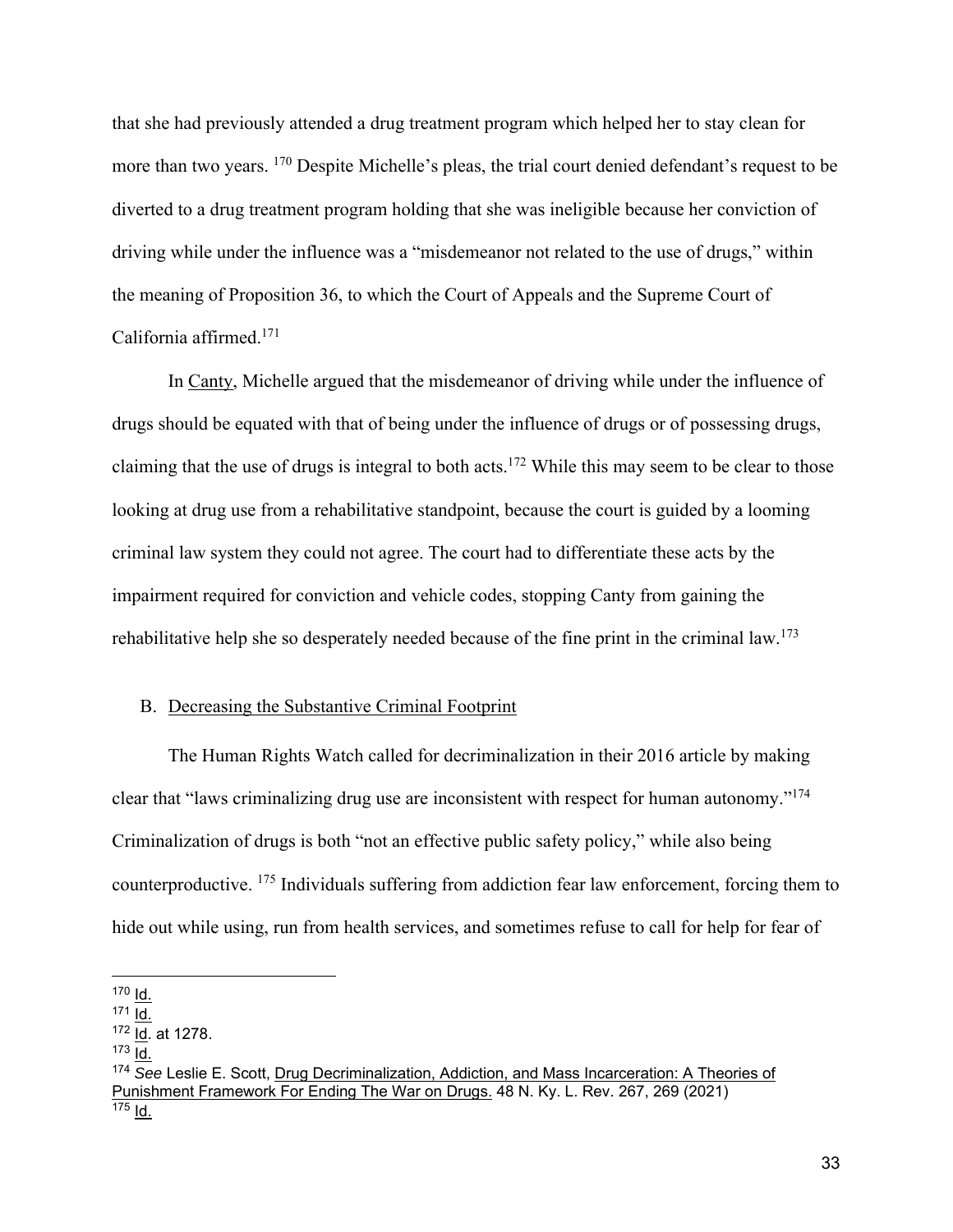that she had previously attended a drug treatment program which helped her to stay clean for more than two years. [170] Despite Michelle's pleas, the trial court denied defendant's request to be diverted to a drug treatment program holding that she was ineligible because her conviction of driving while under the influence was a "misdemeanor not related to the use of drugs," within the meaning of Proposition 36, to which the Court of Appeals and the Supreme Court of California affirmed.[171]

In Canty, Michelle argued that the misdemeanor of driving while under the influence of drugs should be equated with that of being under the influence of drugs or of possessing drugs, claiming that the use of drugs is integral to both acts.[172] While this may seem to be clear to those looking at drug use from a rehabilitative standpoint, because the court is guided by a looming criminal law system they could not agree. The court had to differentiate these acts by the impairment required for conviction and vehicle codes, stopping Canty from gaining the rehabilitative help she so desperately needed because of the fine print in the criminal law.[173]

## B. Decreasing the Substantive Criminal Footprint

The Human Rights Watch called for decriminalization in their 2016 article by making clear that "laws criminalizing drug use are inconsistent with respect for human autonomy."[174] Criminalization of drugs is both "not an effective public safety policy," while also being counterproductive. [175] Individuals suffering from addiction fear law enforcement, forcing them to hide out while using, run from health services, and sometimes refuse to call for help for fear of

---

[170] Id.

[171] Id.

[172] Id. at 1278.

[173] Id.

[174] *See* Leslie E. Scott, Drug Decriminalization, Addiction, and Mass Incarceration: A Theories of Punishment Framework For Ending The War on Drugs. 48 N. Ky. L. Rev. 267, 269 (2021)

[175] Id.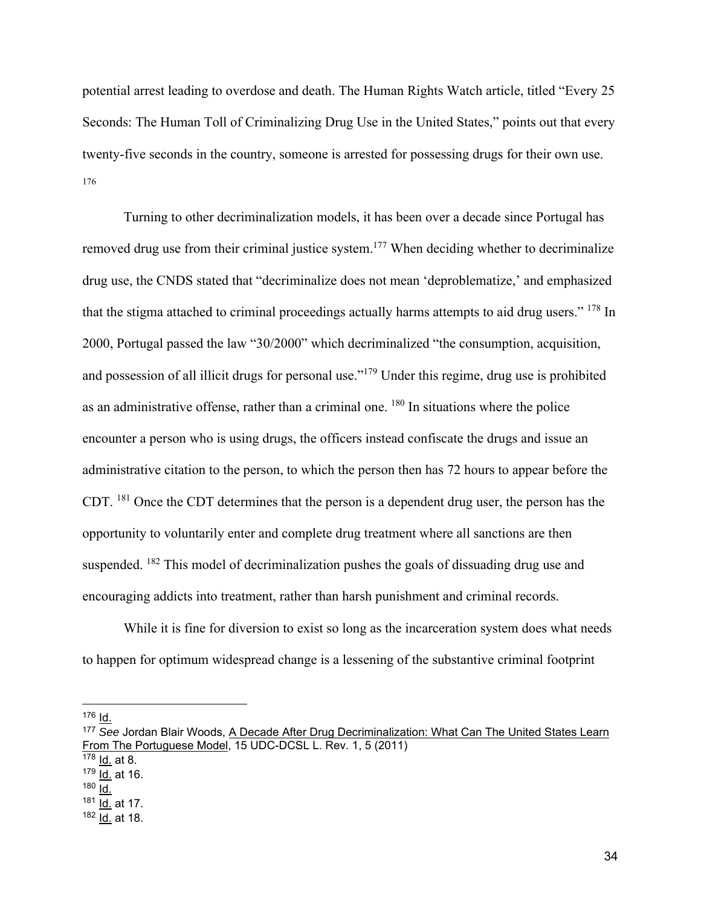potential arrest leading to overdose and death. The Human Rights Watch article, titled "Every 25 Seconds: The Human Toll of Criminalizing Drug Use in the United States," points out that every twenty-five seconds in the country, someone is arrested for possessing drugs for their own use. [176]

Turning to other decriminalization models, it has been over a decade since Portugal has removed drug use from their criminal justice system.[177] When deciding whether to decriminalize drug use, the CNDS stated that "decriminalize does not mean 'deproblematize,' and emphasized that the stigma attached to criminal proceedings actually harms attempts to aid drug users." [178] In 2000, Portugal passed the law "30/2000" which decriminalized "the consumption, acquisition, and possession of all illicit drugs for personal use."[179] Under this regime, drug use is prohibited as an administrative offense, rather than a criminal one. [180] In situations where the police encounter a person who is using drugs, the officers instead confiscate the drugs and issue an administrative citation to the person, to which the person then has 72 hours to appear before the CDT. [181] Once the CDT determines that the person is a dependent drug user, the person has the opportunity to voluntarily enter and complete drug treatment where all sanctions are then suspended. [182] This model of decriminalization pushes the goals of dissuading drug use and encouraging addicts into treatment, rather than harsh punishment and criminal records.

While it is fine for diversion to exist so long as the incarceration system does what needs to happen for optimum widespread change is a lessening of the substantive criminal footprint

---

[176] Id.

[177] *See* Jordan Blair Woods, A Decade After Drug Decriminalization: What Can The United States Learn From The Portuguese Model, 15 UDC-DCSL L. Rev. 1, 5 (2011)

[178] Id. at 8.

[179] Id. at 16.

[180] Id.

[181] Id. at 17.

[182] Id. at 18.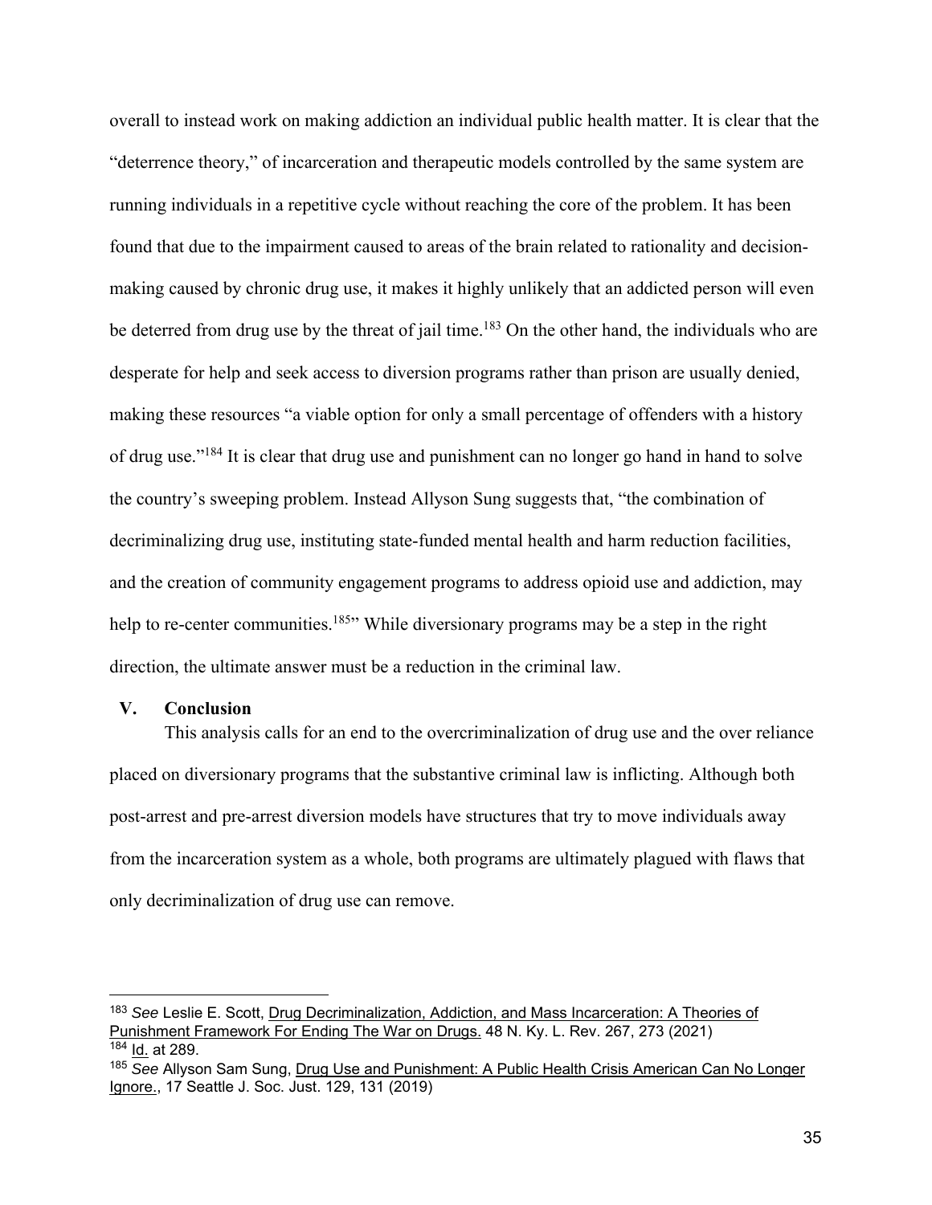overall to instead work on making addiction an individual public health matter. It is clear that the "deterrence theory," of incarceration and therapeutic models controlled by the same system are running individuals in a repetitive cycle without reaching the core of the problem. It has been found that due to the impairment caused to areas of the brain related to rationality and decision-making caused by chronic drug use, it makes it highly unlikely that an addicted person will even be deterred from drug use by the threat of jail time.[183] On the other hand, the individuals who are desperate for help and seek access to diversion programs rather than prison are usually denied, making these resources "a viable option for only a small percentage of offenders with a history of drug use."[184] It is clear that drug use and punishment can no longer go hand in hand to solve the country's sweeping problem. Instead Allyson Sung suggests that, "the combination of decriminalizing drug use, instituting state-funded mental health and harm reduction facilities, and the creation of community engagement programs to address opioid use and addiction, may help to re-center communities.[185]" While diversionary programs may be a step in the right direction, the ultimate answer must be a reduction in the criminal law.

## V. Conclusion

This analysis calls for an end to the overcriminalization of drug use and the over reliance placed on diversionary programs that the substantive criminal law is inflicting. Although both post-arrest and pre-arrest diversion models have structures that try to move individuals away from the incarceration system as a whole, both programs are ultimately plagued with flaws that only decriminalization of drug use can remove.

---

[183] *See* Leslie E. Scott, Drug Decriminalization, Addiction, and Mass Incarceration: A Theories of Punishment Framework For Ending The War on Drugs. 48 N. Ky. L. Rev. 267, 273 (2021)

[184] Id. at 289.

[185] *See* Allyson Sam Sung, Drug Use and Punishment: A Public Health Crisis American Can No Longer Ignore., 17 Seattle J. Soc. Just. 129, 131 (2019)